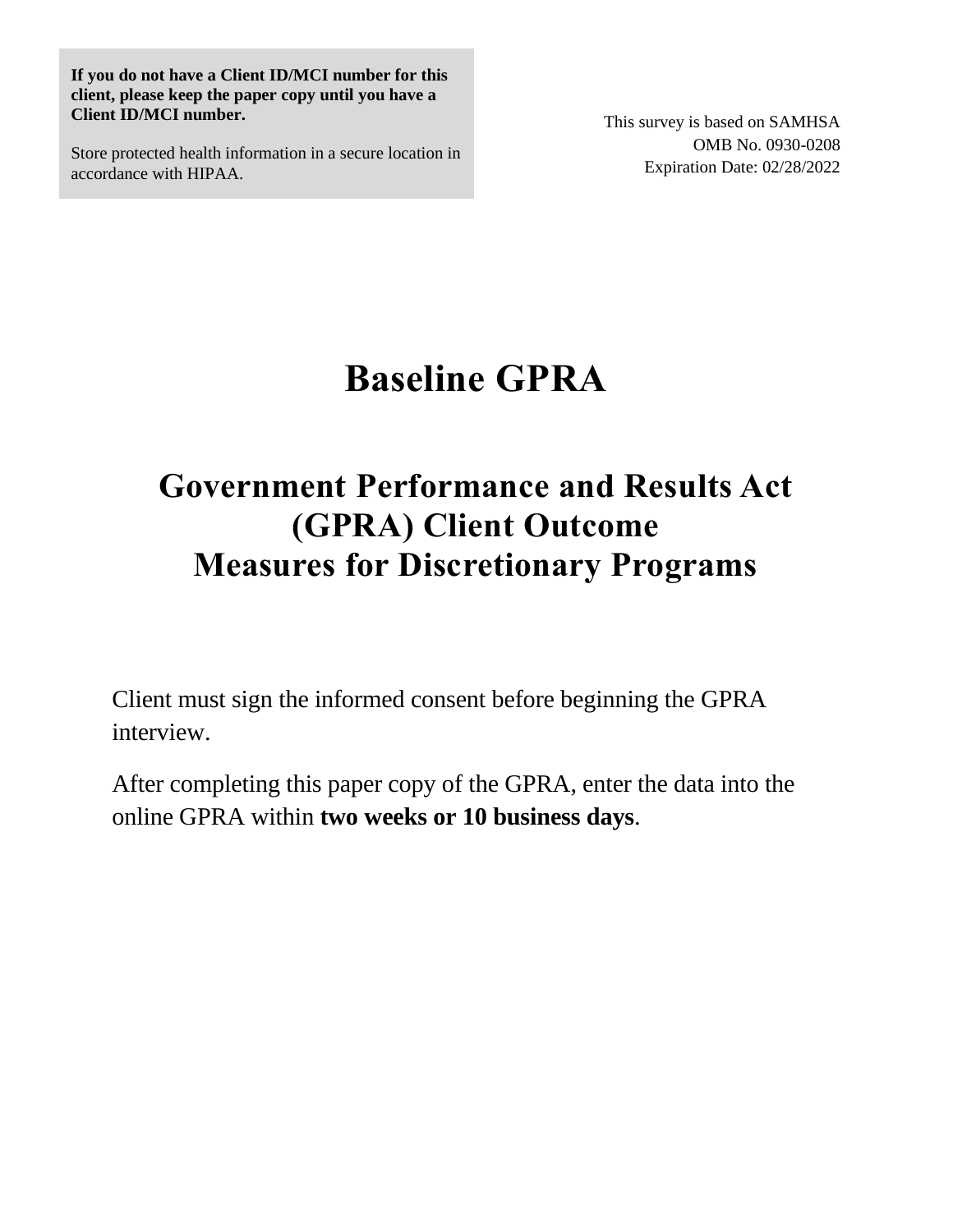**If you do not have a Client ID/MCI number for this client, please keep the paper copy until you have a Client ID/MCI number.**

Store protected health information in a secure location in accordance with HIPAA.

This survey is based on SAMHSA
OMB No. 0930-0208
Expiration Date: 02/28/2022

# Baseline GPRA

## Government Performance and Results Act (GPRA) Client Outcome Measures for Discretionary Programs

Client must sign the informed consent before beginning the GPRA interview.

After completing this paper copy of the GPRA, enter the data into the online GPRA within **two weeks or 10 business days**.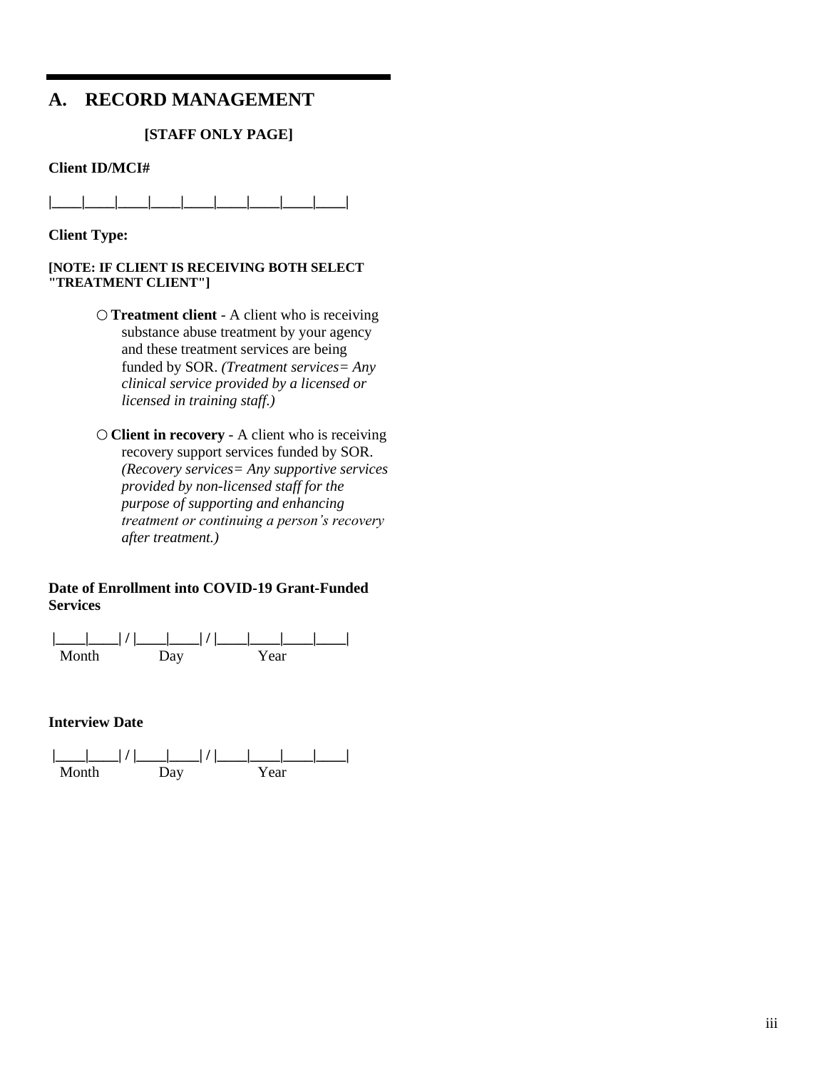## A. RECORD MANAGEMENT

**[STAFF ONLY PAGE]**

**Client ID/MCI#**

|____|____|____|____|____|____|____|____|____|

**Client Type:**

**[NOTE: IF CLIENT IS RECEIVING BOTH SELECT "TREATMENT CLIENT"]**

○ **Treatment client** - A client who is receiving substance abuse treatment by your agency and these treatment services are being funded by SOR. *(Treatment services= Any clinical service provided by a licensed or licensed in training staff.)*

○ **Client in recovery** - A client who is receiving recovery support services funded by SOR. *(Recovery services= Any supportive services provided by non-licensed staff for the purpose of supporting and enhancing treatment or continuing a person's recovery after treatment.)*

**Date of Enrollment into COVID-19 Grant-Funded Services**

|____|____| / |____|____| / |____|____|____|____|
Month Day Year

**Interview Date**

|____|____| / |____|____| / |____|____|____|____|
Month Day Year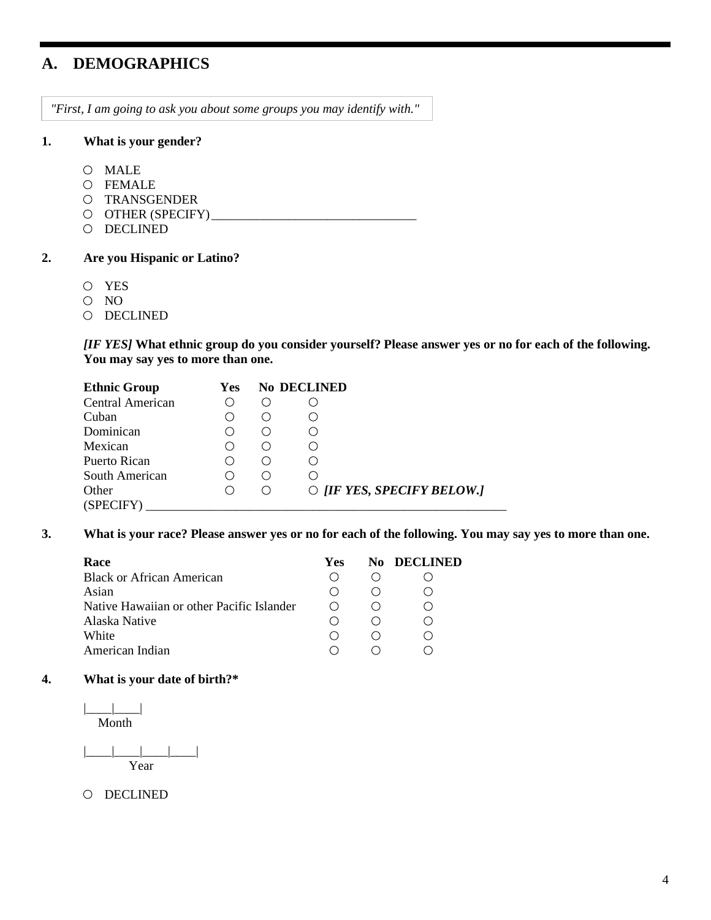## A. DEMOGRAPHICS

*"First, I am going to ask you about some groups you may identify with."*

**1. What is your gender?**

- ○ MALE
- ○ FEMALE
- ○ TRANSGENDER
- ○ OTHER (SPECIFY) ________________________________
- ○ DECLINED

**2. Are you Hispanic or Latino?**

- ○ YES
- ○ NO
- ○ DECLINED

***[IF YES]*** **What ethnic group do you consider yourself? Please answer yes or no for each of the following. You may say yes to more than one.**

| Ethnic Group | Yes | No | DECLINED |
|---|---|---|---|
| Central American | ○ | ○ | ○ |
| Cuban | ○ | ○ | ○ |
| Dominican | ○ | ○ | ○ |
| Mexican | ○ | ○ | ○ |
| Puerto Rican | ○ | ○ | ○ |
| South American | ○ | ○ | ○ |
| Other | ○ | ○ | ○ ***[IF YES, SPECIFY BELOW.]*** |

(SPECIFY) ________________________________________________________

**3. What is your race? Please answer yes or no for each of the following. You may say yes to more than one.**

| Race | Yes | No | DECLINED |
|---|---|---|---|
| Black or African American | ○ | ○ | ○ |
| Asian | ○ | ○ | ○ |
| Native Hawaiian or other Pacific Islander | ○ | ○ | ○ |
| Alaska Native | ○ | ○ | ○ |
| White | ○ | ○ | ○ |
| American Indian | ○ | ○ | ○ |

**4. What is your date of birth?***

|____|____|
Month

|____|____|____|____|
Year

- ○ DECLINED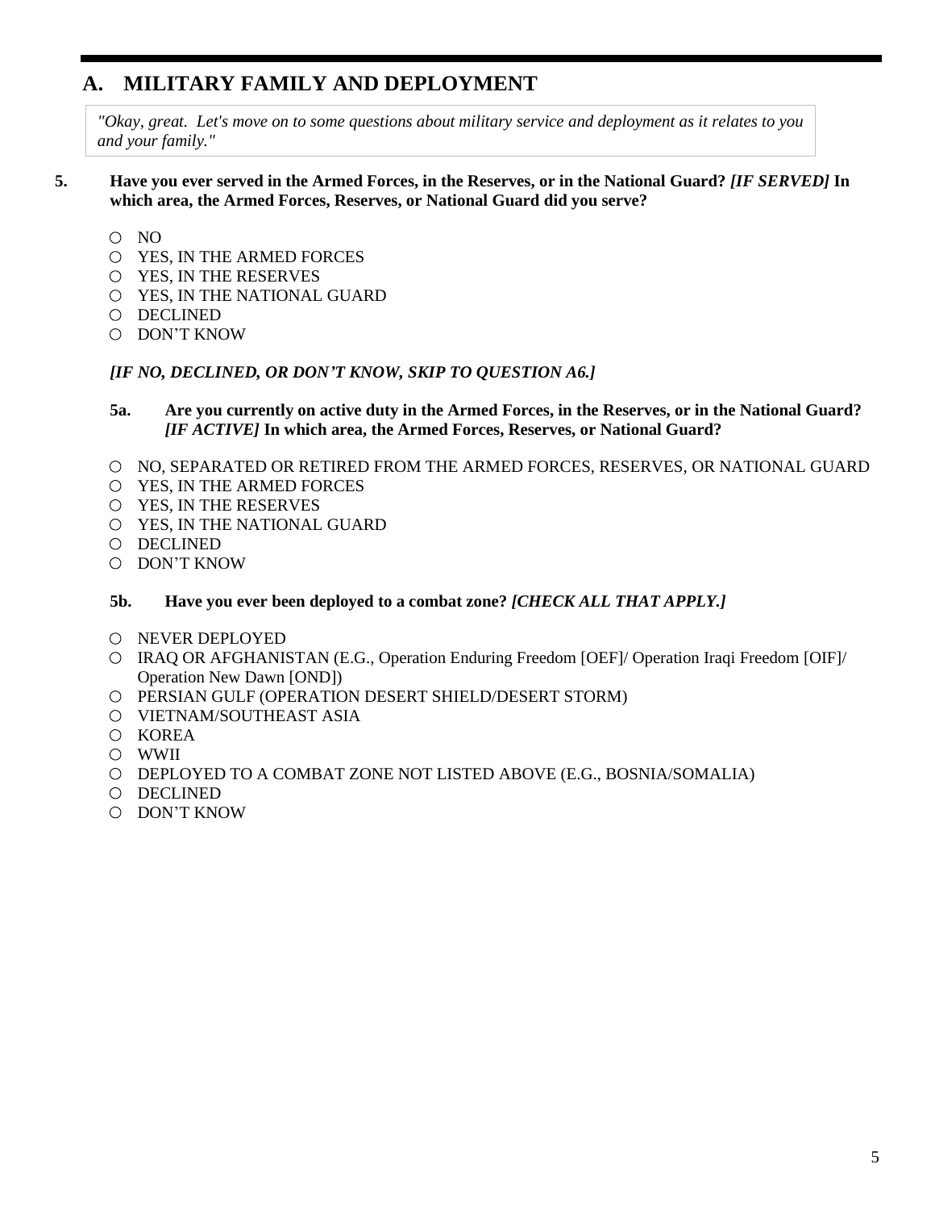## A. MILITARY FAMILY AND DEPLOYMENT

*"Okay, great. Let's move on to some questions about military service and deployment as it relates to you and your family."*

**5. Have you ever served in the Armed Forces, in the Reserves, or in the National Guard? *[IF SERVED]* In which area, the Armed Forces, Reserves, or National Guard did you serve?**

- ○ NO
- ○ YES, IN THE ARMED FORCES
- ○ YES, IN THE RESERVES
- ○ YES, IN THE NATIONAL GUARD
- ○ DECLINED
- ○ DON'T KNOW

***[IF NO, DECLINED, OR DON'T KNOW, SKIP TO QUESTION A6.]***

**5a. Are you currently on active duty in the Armed Forces, in the Reserves, or in the National Guard? *[IF ACTIVE]* In which area, the Armed Forces, Reserves, or National Guard?**

- ○ NO, SEPARATED OR RETIRED FROM THE ARMED FORCES, RESERVES, OR NATIONAL GUARD
- ○ YES, IN THE ARMED FORCES
- ○ YES, IN THE RESERVES
- ○ YES, IN THE NATIONAL GUARD
- ○ DECLINED
- ○ DON'T KNOW

**5b. Have you ever been deployed to a combat zone? *[CHECK ALL THAT APPLY.]***

- ○ NEVER DEPLOYED
- ○ IRAQ OR AFGHANISTAN (E.G., Operation Enduring Freedom [OEF]/ Operation Iraqi Freedom [OIF]/ Operation New Dawn [OND])
- ○ PERSIAN GULF (OPERATION DESERT SHIELD/DESERT STORM)
- ○ VIETNAM/SOUTHEAST ASIA
- ○ KOREA
- ○ WWII
- ○ DEPLOYED TO A COMBAT ZONE NOT LISTED ABOVE (E.G., BOSNIA/SOMALIA)
- ○ DECLINED
- ○ DON'T KNOW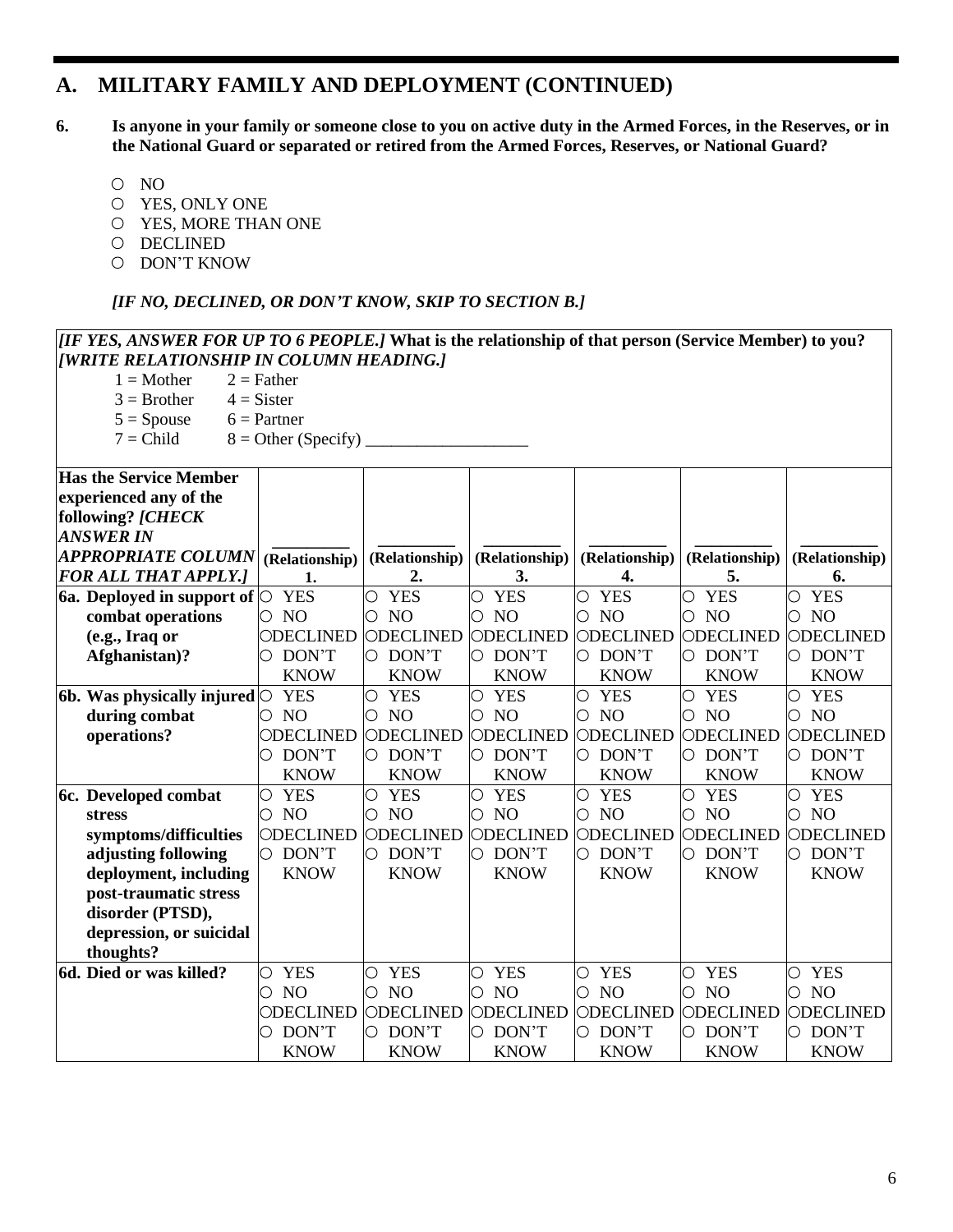## A. MILITARY FAMILY AND DEPLOYMENT (CONTINUED)

**6. Is anyone in your family or someone close to you on active duty in the Armed Forces, in the Reserves, or in the National Guard or separated or retired from the Armed Forces, Reserves, or National Guard?**

- ○ NO
- ○ YES, ONLY ONE
- ○ YES, MORE THAN ONE
- ○ DECLINED
- ○ DON'T KNOW

***[IF NO, DECLINED, OR DON'T KNOW, SKIP TO SECTION B.]***

***[IF YES, ANSWER FOR UP TO 6 PEOPLE.]*** **What is the relationship of that person (Service Member) to you?** ***[WRITE RELATIONSHIP IN COLUMN HEADING.]***

1 = Mother  2 = Father
3 = Brother  4 = Sister
5 = Spouse  6 = Partner
7 = Child  8 = Other (Specify) ___________________

| **Has the Service Member experienced any of the following? *[CHECK ANSWER IN APPROPRIATE COLUMN FOR ALL THAT APPLY.]*** | _________ **(Relationship) 1.** | _________ **(Relationship) 2.** | _________ **(Relationship) 3.** | _________ **(Relationship) 4.** | _________ **(Relationship) 5.** | _________ **(Relationship) 6.** |
|---|---|---|---|---|---|---|
| **6a. Deployed in support of combat operations (e.g., Iraq or Afghanistan)?** | ○ YES ○ NO ○ DECLINED ○ DON'T KNOW | ○ YES ○ NO ○ DECLINED ○ DON'T KNOW | ○ YES ○ NO ○ DECLINED ○ DON'T KNOW | ○ YES ○ NO ○ DECLINED ○ DON'T KNOW | ○ YES ○ NO ○ DECLINED ○ DON'T KNOW | ○ YES ○ NO ○ DECLINED ○ DON'T KNOW |
| **6b. Was physically injured during combat operations?** | ○ YES ○ NO ○ DECLINED ○ DON'T KNOW | ○ YES ○ NO ○ DECLINED ○ DON'T KNOW | ○ YES ○ NO ○ DECLINED ○ DON'T KNOW | ○ YES ○ NO ○ DECLINED ○ DON'T KNOW | ○ YES ○ NO ○ DECLINED ○ DON'T KNOW | ○ YES ○ NO ○ DECLINED ○ DON'T KNOW |
| **6c. Developed combat stress symptoms/difficulties adjusting following deployment, including post-traumatic stress disorder (PTSD), depression, or suicidal thoughts?** | ○ YES ○ NO ○ DECLINED ○ DON'T KNOW | ○ YES ○ NO ○ DECLINED ○ DON'T KNOW | ○ YES ○ NO ○ DECLINED ○ DON'T KNOW | ○ YES ○ NO ○ DECLINED ○ DON'T KNOW | ○ YES ○ NO ○ DECLINED ○ DON'T KNOW | ○ YES ○ NO ○ DECLINED ○ DON'T KNOW |
| **6d. Died or was killed?** | ○ YES ○ NO ○ DECLINED ○ DON'T KNOW | ○ YES ○ NO ○ DECLINED ○ DON'T KNOW | ○ YES ○ NO ○ DECLINED ○ DON'T KNOW | ○ YES ○ NO ○ DECLINED ○ DON'T KNOW | ○ YES ○ NO ○ DECLINED ○ DON'T KNOW | ○ YES ○ NO ○ DECLINED ○ DON'T KNOW |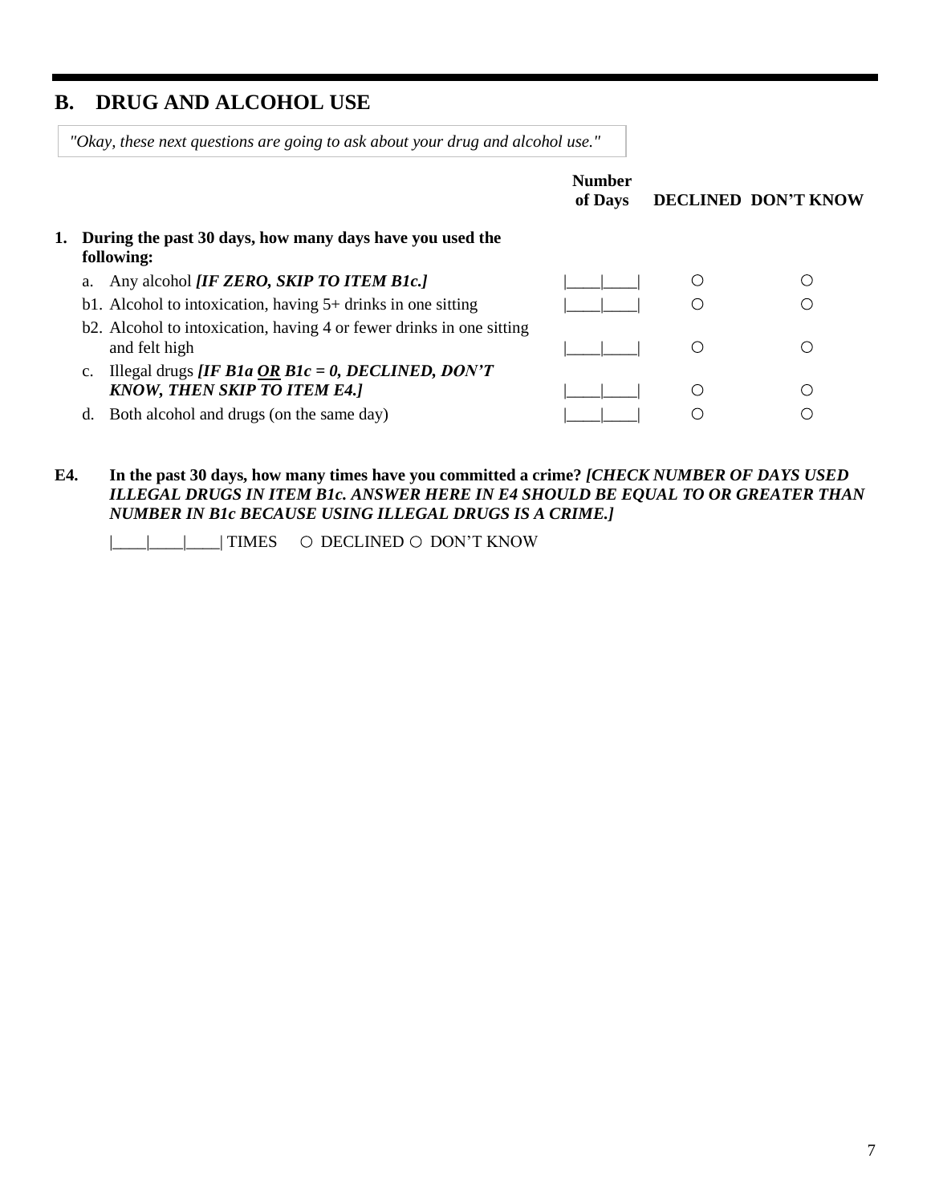## B. DRUG AND ALCOHOL USE

*"Okay, these next questions are going to ask about your drug and alcohol use."*

| | Number of Days | DECLINED | DON'T KNOW |
|---|---|---|---|
| **1. During the past 30 days, how many days have you used the following:** | | | |
| a. Any alcohol ***[IF ZERO, SKIP TO ITEM B1c.]*** | \|\_\_\_\_\|\_\_\_\_\| | ○ | ○ |
| b1. Alcohol to intoxication, having 5+ drinks in one sitting | \|\_\_\_\_\|\_\_\_\_\| | ○ | ○ |
| b2. Alcohol to intoxication, having 4 or fewer drinks in one sitting and felt high | \|\_\_\_\_\|\_\_\_\_\| | ○ | ○ |
| c. Illegal drugs ***[IF B1a OR B1c = 0, DECLINED, DON'T KNOW, THEN SKIP TO ITEM E4.]*** | \|\_\_\_\_\|\_\_\_\_\| | ○ | ○ |
| d. Both alcohol and drugs (on the same day) | \|\_\_\_\_\|\_\_\_\_\| | ○ | ○ |

**E4. In the past 30 days, how many times have you committed a crime?** ***[CHECK NUMBER OF DAYS USED ILLEGAL DRUGS IN ITEM B1c. ANSWER HERE IN E4 SHOULD BE EQUAL TO OR GREATER THAN NUMBER IN B1c BECAUSE USING ILLEGAL DRUGS IS A CRIME.]***

|\_\_\_\_|\_\_\_\_|\_\_\_\_| TIMES ○ DECLINED ○ DON'T KNOW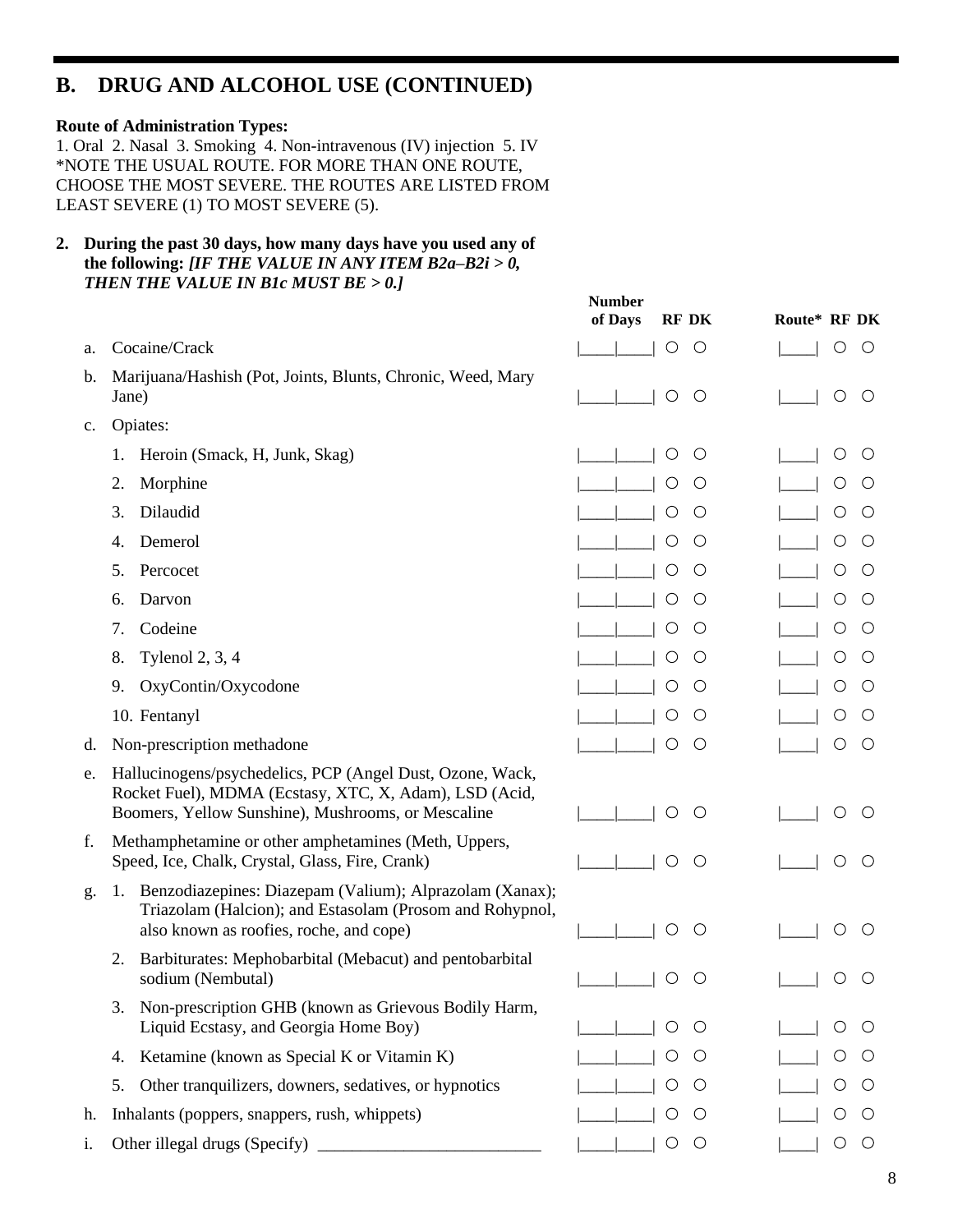## B. DRUG AND ALCOHOL USE (CONTINUED)

**Route of Administration Types:**
1. Oral 2. Nasal 3. Smoking 4. Non-intravenous (IV) injection 5. IV
*NOTE THE USUAL ROUTE. FOR MORE THAN ONE ROUTE, CHOOSE THE MOST SEVERE. THE ROUTES ARE LISTED FROM LEAST SEVERE (1) TO MOST SEVERE (5).

**2. During the past 30 days, how many days have you used any of the following:** ***[IF THE VALUE IN ANY ITEM B2a–B2i > 0, THEN THE VALUE IN B1c MUST BE > 0.]***

| | | Number of Days | RF | DK | Route* | RF | DK |
|---|---|---|---|---|---|---|---|
| a. | Cocaine/Crack | \|____\|____\| | ○ | ○ | \|____\| | ○ | ○ |
| b. | Marijuana/Hashish (Pot, Joints, Blunts, Chronic, Weed, Mary Jane) | \|____\|____\| | ○ | ○ | \|____\| | ○ | ○ |
| c. | Opiates: | | | | | | |
| | 1. Heroin (Smack, H, Junk, Skag) | \|____\|____\| | ○ | ○ | \|____\| | ○ | ○ |
| | 2. Morphine | \|____\|____\| | ○ | ○ | \|____\| | ○ | ○ |
| | 3. Dilaudid | \|____\|____\| | ○ | ○ | \|____\| | ○ | ○ |
| | 4. Demerol | \|____\|____\| | ○ | ○ | \|____\| | ○ | ○ |
| | 5. Percocet | \|____\|____\| | ○ | ○ | \|____\| | ○ | ○ |
| | 6. Darvon | \|____\|____\| | ○ | ○ | \|____\| | ○ | ○ |
| | 7. Codeine | \|____\|____\| | ○ | ○ | \|____\| | ○ | ○ |
| | 8. Tylenol 2, 3, 4 | \|____\|____\| | ○ | ○ | \|____\| | ○ | ○ |
| | 9. OxyContin/Oxycodone | \|____\|____\| | ○ | ○ | \|____\| | ○ | ○ |
| | 10. Fentanyl | \|____\|____\| | ○ | ○ | \|____\| | ○ | ○ |
| d. | Non-prescription methadone | \|____\|____\| | ○ | ○ | \|____\| | ○ | ○ |
| e. | Hallucinogens/psychedelics, PCP (Angel Dust, Ozone, Wack, Rocket Fuel), MDMA (Ecstasy, XTC, X, Adam), LSD (Acid, Boomers, Yellow Sunshine), Mushrooms, or Mescaline | \|____\|____\| | ○ | ○ | \|____\| | ○ | ○ |
| f. | Methamphetamine or other amphetamines (Meth, Uppers, Speed, Ice, Chalk, Crystal, Glass, Fire, Crank) | \|____\|____\| | ○ | ○ | \|____\| | ○ | ○ |
| g. | 1. Benzodiazepines: Diazepam (Valium); Alprazolam (Xanax); Triazolam (Halcion); and Estasolam (Prosom and Rohypnol, also known as roofies, roche, and cope) | \|____\|____\| | ○ | ○ | \|____\| | ○ | ○ |
| | 2. Barbiturates: Mephobarbital (Mebacut) and pentobarbital sodium (Nembutal) | \|____\|____\| | ○ | ○ | \|____\| | ○ | ○ |
| | 3. Non-prescription GHB (known as Grievous Bodily Harm, Liquid Ecstasy, and Georgia Home Boy) | \|____\|____\| | ○ | ○ | \|____\| | ○ | ○ |
| | 4. Ketamine (known as Special K or Vitamin K) | \|____\|____\| | ○ | ○ | \|____\| | ○ | ○ |
| | 5. Other tranquilizers, downers, sedatives, or hypnotics | \|____\|____\| | ○ | ○ | \|____\| | ○ | ○ |
| h. | Inhalants (poppers, snappers, rush, whippets) | \|____\|____\| | ○ | ○ | \|____\| | ○ | ○ |
| i. | Other illegal drugs (Specify) ___________________________ | \|____\|____\| | ○ | ○ | \|____\| | ○ | ○ |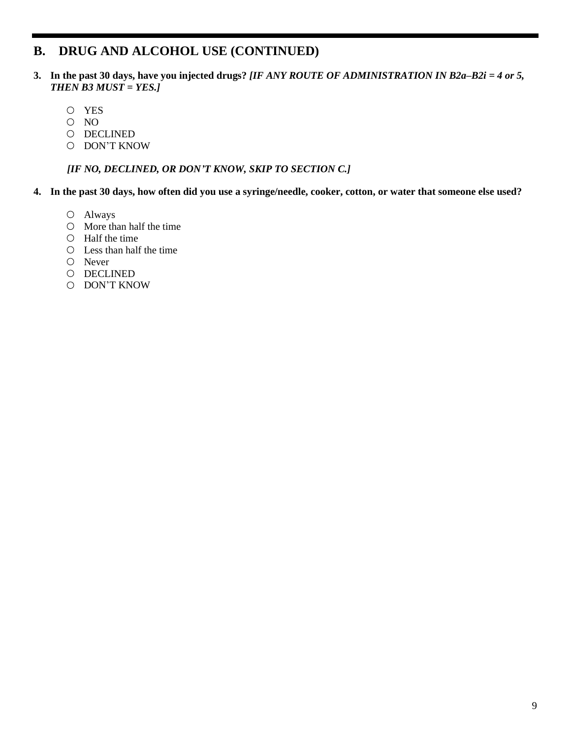## B. DRUG AND ALCOHOL USE (CONTINUED)

**3. In the past 30 days, have you injected drugs?** ***[IF ANY ROUTE OF ADMINISTRATION IN B2a–B2i = 4 or 5, THEN B3 MUST = YES.]***

- ○ YES
- ○ NO
- ○ DECLINED
- ○ DON'T KNOW

***[IF NO, DECLINED, OR DON'T KNOW, SKIP TO SECTION C.]***

**4. In the past 30 days, how often did you use a syringe/needle, cooker, cotton, or water that someone else used?**

- ○ Always
- ○ More than half the time
- ○ Half the time
- ○ Less than half the time
- ○ Never
- ○ DECLINED
- ○ DON'T KNOW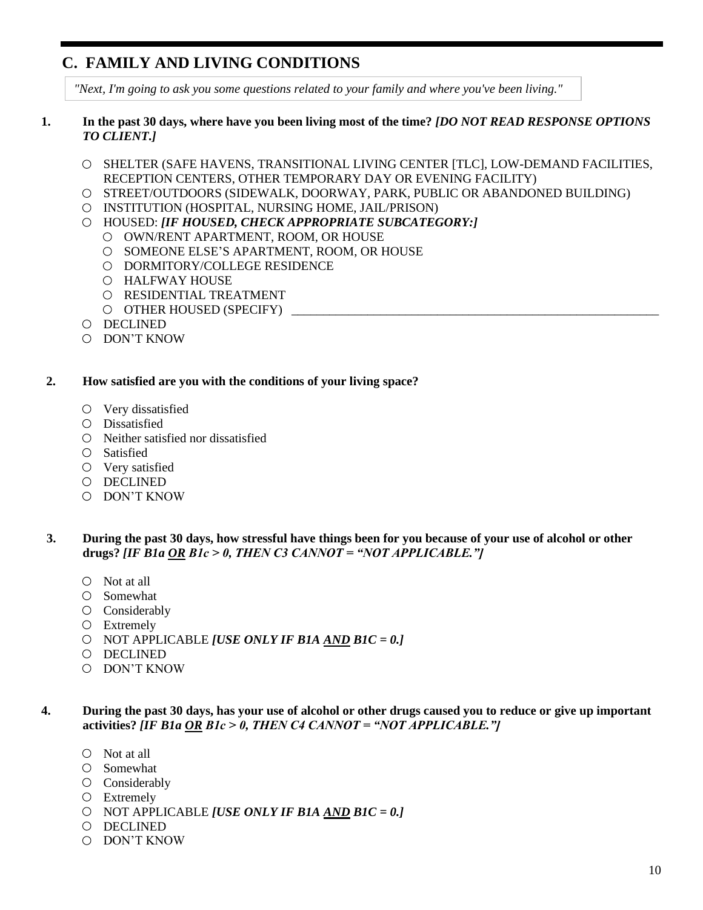## C. FAMILY AND LIVING CONDITIONS

*"Next, I'm going to ask you some questions related to your family and where you've been living."*

**1. In the past 30 days, where have you been living most of the time?** ***[DO NOT READ RESPONSE OPTIONS TO CLIENT.]***

- ○ SHELTER (SAFE HAVENS, TRANSITIONAL LIVING CENTER [TLC], LOW-DEMAND FACILITIES, RECEPTION CENTERS, OTHER TEMPORARY DAY OR EVENING FACILITY)
- ○ STREET/OUTDOORS (SIDEWALK, DOORWAY, PARK, PUBLIC OR ABANDONED BUILDING)
- ○ INSTITUTION (HOSPITAL, NURSING HOME, JAIL/PRISON)
- ○ HOUSED: ***[IF HOUSED, CHECK APPROPRIATE SUBCATEGORY:]***
  - ○ OWN/RENT APARTMENT, ROOM, OR HOUSE
  - ○ SOMEONE ELSE'S APARTMENT, ROOM, OR HOUSE
  - ○ DORMITORY/COLLEGE RESIDENCE
  - ○ HALFWAY HOUSE
  - ○ RESIDENTIAL TREATMENT
  - ○ OTHER HOUSED (SPECIFY) ______________________________
- ○ DECLINED
- ○ DON'T KNOW

**2. How satisfied are you with the conditions of your living space?**

- ○ Very dissatisfied
- ○ Dissatisfied
- ○ Neither satisfied nor dissatisfied
- ○ Satisfied
- ○ Very satisfied
- ○ DECLINED
- ○ DON'T KNOW

**3. During the past 30 days, how stressful have things been for you because of your use of alcohol or other drugs?** ***[IF B1a OR B1c > 0, THEN C3 CANNOT = "NOT APPLICABLE."]***

- ○ Not at all
- ○ Somewhat
- ○ Considerably
- ○ Extremely
- ○ NOT APPLICABLE ***[USE ONLY IF B1A AND B1C = 0.]***
- ○ DECLINED
- ○ DON'T KNOW

**4. During the past 30 days, has your use of alcohol or other drugs caused you to reduce or give up important activities?** ***[IF B1a OR B1c > 0, THEN C4 CANNOT = "NOT APPLICABLE."]***

- ○ Not at all
- ○ Somewhat
- ○ Considerably
- ○ Extremely
- ○ NOT APPLICABLE ***[USE ONLY IF B1A AND B1C = 0.]***
- ○ DECLINED
- ○ DON'T KNOW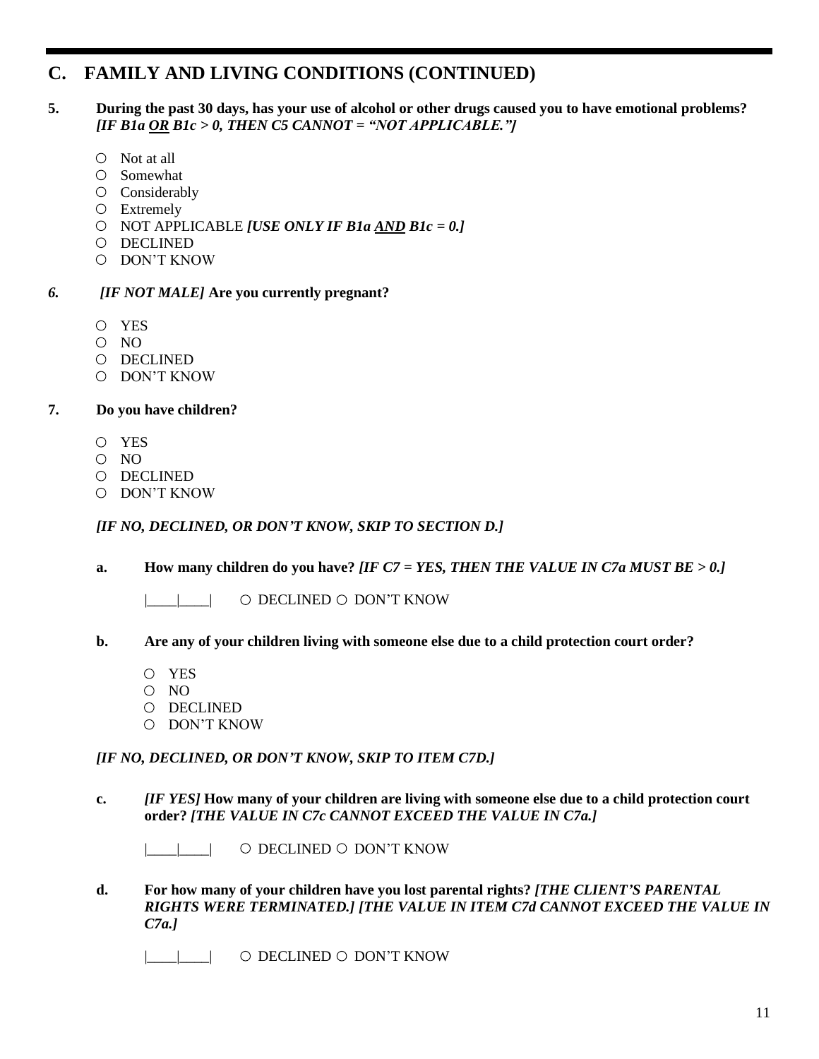## C. FAMILY AND LIVING CONDITIONS (CONTINUED)

**5. During the past 30 days, has your use of alcohol or other drugs caused you to have emotional problems?** ***[IF B1a OR B1c > 0, THEN C5 CANNOT = "NOT APPLICABLE."]***

- ○ Not at all
- ○ Somewhat
- ○ Considerably
- ○ Extremely
- ○ NOT APPLICABLE ***[USE ONLY IF B1a AND B1c = 0.]***
- ○ DECLINED
- ○ DON'T KNOW

***6.*** ***[IF NOT MALE]*** **Are you currently pregnant?**

- ○ YES
- ○ NO
- ○ DECLINED
- ○ DON'T KNOW

**7. Do you have children?**

- ○ YES
- ○ NO
- ○ DECLINED
- ○ DON'T KNOW

***[IF NO, DECLINED, OR DON'T KNOW, SKIP TO SECTION D.]***

**a. How many children do you have?** ***[IF C7 = YES, THEN THE VALUE IN C7a MUST BE > 0.]***

|____|____| ○ DECLINED ○ DON'T KNOW

**b. Are any of your children living with someone else due to a child protection court order?**

- ○ YES
- ○ NO
- ○ DECLINED
- ○ DON'T KNOW

***[IF NO, DECLINED, OR DON'T KNOW, SKIP TO ITEM C7D.]***

**c.** ***[IF YES]*** **How many of your children are living with someone else due to a child protection court order?** ***[THE VALUE IN C7c CANNOT EXCEED THE VALUE IN C7a.]***

|____|____| ○ DECLINED ○ DON'T KNOW

**d. For how many of your children have you lost parental rights?** ***[THE CLIENT'S PARENTAL RIGHTS WERE TERMINATED.] [THE VALUE IN ITEM C7d CANNOT EXCEED THE VALUE IN C7a.]***

|____|____| ○ DECLINED ○ DON'T KNOW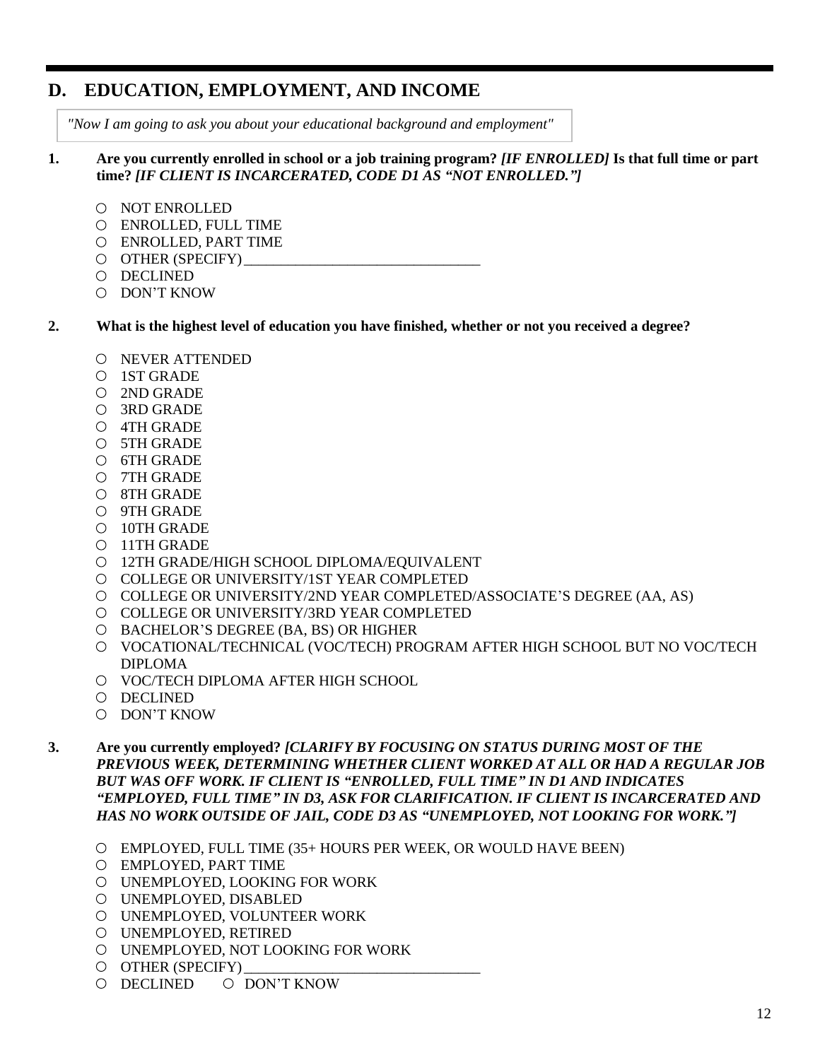## D. EDUCATION, EMPLOYMENT, AND INCOME

*"Now I am going to ask you about your educational background and employment"*

**1. Are you currently enrolled in school or a job training program?** ***[IF ENROLLED]*** **Is that full time or part time?** ***[IF CLIENT IS INCARCERATED, CODE D1 AS "NOT ENROLLED."]***

- ○ NOT ENROLLED
- ○ ENROLLED, FULL TIME
- ○ ENROLLED, PART TIME
- ○ OTHER (SPECIFY) ________________________________
- ○ DECLINED
- ○ DON'T KNOW

**2. What is the highest level of education you have finished, whether or not you received a degree?**

- ○ NEVER ATTENDED
- ○ 1ST GRADE
- ○ 2ND GRADE
- ○ 3RD GRADE
- ○ 4TH GRADE
- ○ 5TH GRADE
- ○ 6TH GRADE
- ○ 7TH GRADE
- ○ 8TH GRADE
- ○ 9TH GRADE
- ○ 10TH GRADE
- ○ 11TH GRADE
- ○ 12TH GRADE/HIGH SCHOOL DIPLOMA/EQUIVALENT
- ○ COLLEGE OR UNIVERSITY/1ST YEAR COMPLETED
- ○ COLLEGE OR UNIVERSITY/2ND YEAR COMPLETED/ASSOCIATE'S DEGREE (AA, AS)
- ○ COLLEGE OR UNIVERSITY/3RD YEAR COMPLETED
- ○ BACHELOR'S DEGREE (BA, BS) OR HIGHER
- ○ VOCATIONAL/TECHNICAL (VOC/TECH) PROGRAM AFTER HIGH SCHOOL BUT NO VOC/TECH DIPLOMA
- ○ VOC/TECH DIPLOMA AFTER HIGH SCHOOL
- ○ DECLINED
- ○ DON'T KNOW

**3. Are you currently employed?** ***[CLARIFY BY FOCUSING ON STATUS DURING MOST OF THE PREVIOUS WEEK, DETERMINING WHETHER CLIENT WORKED AT ALL OR HAD A REGULAR JOB BUT WAS OFF WORK. IF CLIENT IS "ENROLLED, FULL TIME" IN D1 AND INDICATES "EMPLOYED, FULL TIME" IN D3, ASK FOR CLARIFICATION. IF CLIENT IS INCARCERATED AND HAS NO WORK OUTSIDE OF JAIL, CODE D3 AS "UNEMPLOYED, NOT LOOKING FOR WORK."]***

- ○ EMPLOYED, FULL TIME (35+ HOURS PER WEEK, OR WOULD HAVE BEEN)
- ○ EMPLOYED, PART TIME
- ○ UNEMPLOYED, LOOKING FOR WORK
- ○ UNEMPLOYED, DISABLED
- ○ UNEMPLOYED, VOLUNTEER WORK
- ○ UNEMPLOYED, RETIRED
- ○ UNEMPLOYED, NOT LOOKING FOR WORK
- ○ OTHER (SPECIFY) ________________________________
- ○ DECLINED ○ DON'T KNOW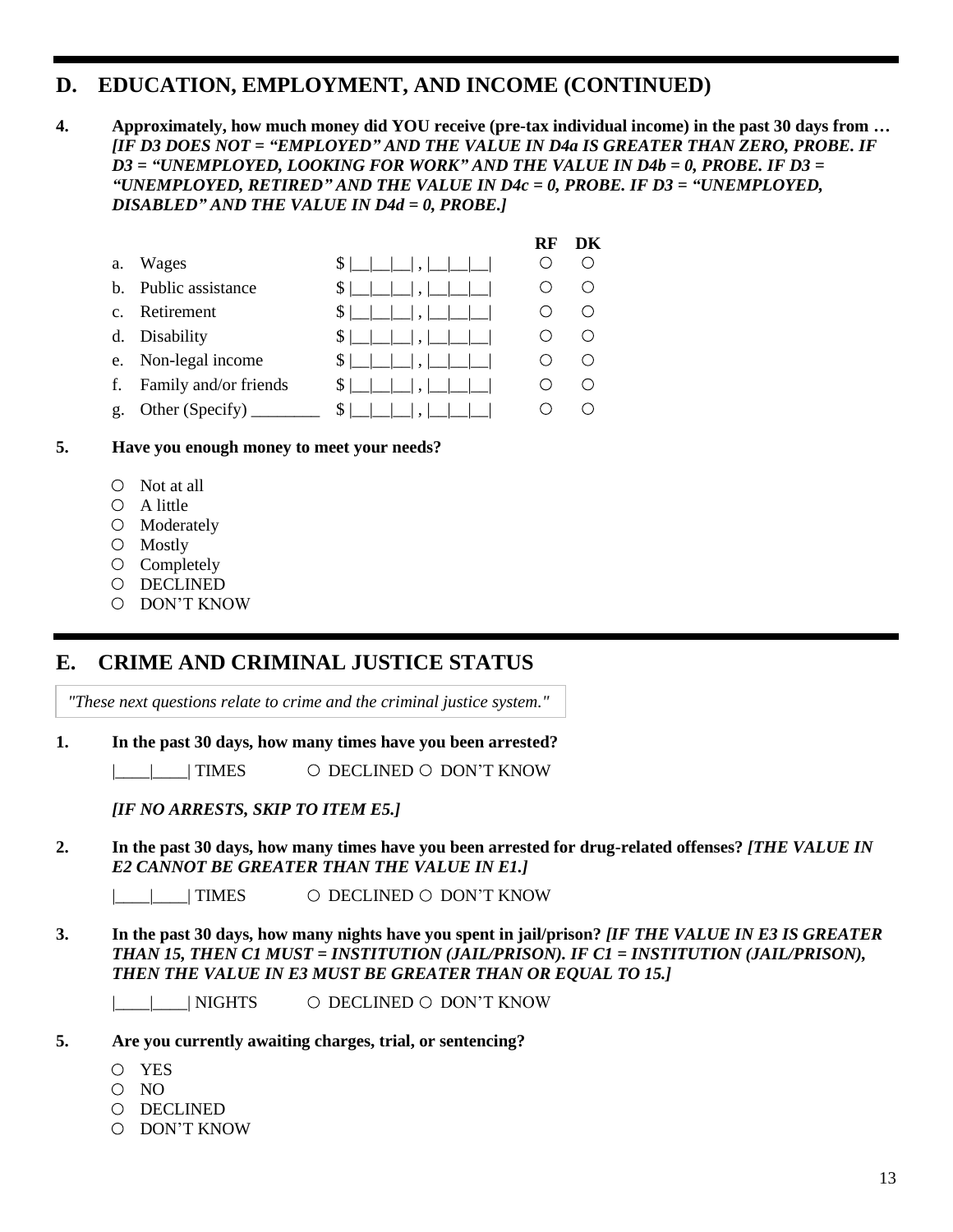## D. EDUCATION, EMPLOYMENT, AND INCOME (CONTINUED)

**4. Approximately, how much money did YOU receive (pre-tax individual income) in the past 30 days from …** ***[IF D3 DOES NOT = "EMPLOYED" AND THE VALUE IN D4a IS GREATER THAN ZERO, PROBE. IF D3 = "UNEMPLOYED, LOOKING FOR WORK" AND THE VALUE IN D4b = 0, PROBE. IF D3 = "UNEMPLOYED, RETIRED" AND THE VALUE IN D4c = 0, PROBE. IF D3 = "UNEMPLOYED, DISABLED" AND THE VALUE IN D4d = 0, PROBE.]***

| | | | **RF** | **DK** |
|---|---|---|---|---|
| a. | Wages | $ \|__\|__\|__\| , \|__\|__\|__\| | ○ | ○ |
| b. | Public assistance | $ \|__\|__\|__\| , \|__\|__\|__\| | ○ | ○ |
| c. | Retirement | $ \|__\|__\|__\| , \|__\|__\|__\| | ○ | ○ |
| d. | Disability | $ \|__\|__\|__\| , \|__\|__\|__\| | ○ | ○ |
| e. | Non-legal income | $ \|__\|__\|__\| , \|__\|__\|__\| | ○ | ○ |
| f. | Family and/or friends | $ \|__\|__\|__\| , \|__\|__\|__\| | ○ | ○ |
| g. | Other (Specify) ________ | $ \|__\|__\|__\| , \|__\|__\|__\| | ○ | ○ |

**5. Have you enough money to meet your needs?**

- ○ Not at all
- ○ A little
- ○ Moderately
- ○ Mostly
- ○ Completely
- ○ DECLINED
- ○ DON'T KNOW

## E. CRIME AND CRIMINAL JUSTICE STATUS

*"These next questions relate to crime and the criminal justice system."*

**1. In the past 30 days, how many times have you been arrested?**

|____|____| TIMES ○ DECLINED ○ DON'T KNOW

***[IF NO ARRESTS, SKIP TO ITEM E5.]***

**2. In the past 30 days, how many times have you been arrested for drug-related offenses?** ***[THE VALUE IN E2 CANNOT BE GREATER THAN THE VALUE IN E1.]***

|____|____| TIMES ○ DECLINED ○ DON'T KNOW

**3. In the past 30 days, how many nights have you spent in jail/prison?** ***[IF THE VALUE IN E3 IS GREATER THAN 15, THEN C1 MUST = INSTITUTION (JAIL/PRISON). IF C1 = INSTITUTION (JAIL/PRISON), THEN THE VALUE IN E3 MUST BE GREATER THAN OR EQUAL TO 15.]***

|____|____| NIGHTS ○ DECLINED ○ DON'T KNOW

**5. Are you currently awaiting charges, trial, or sentencing?**

- ○ YES
- ○ NO
- ○ DECLINED
- ○ DON'T KNOW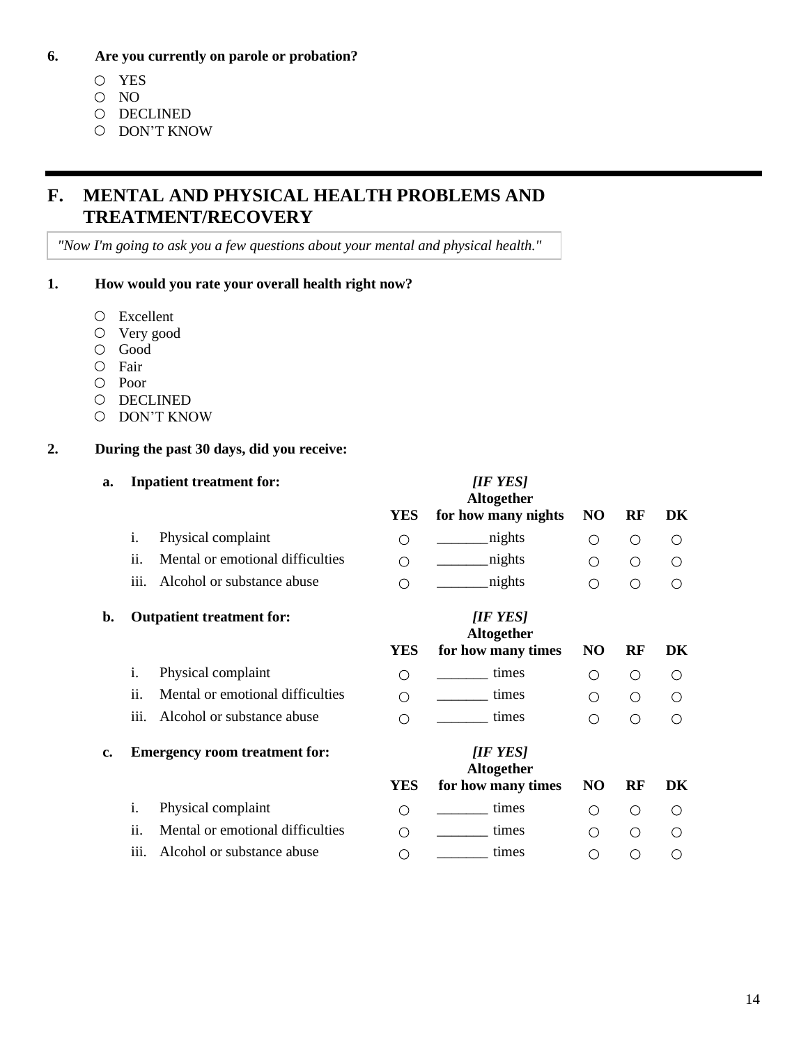**6. Are you currently on parole or probation?**

- ○ YES
- ○ NO
- ○ DECLINED
- ○ DON'T KNOW

---

# F. MENTAL AND PHYSICAL HEALTH PROBLEMS AND TREATMENT/RECOVERY

*"Now I'm going to ask you a few questions about your mental and physical health."*

**1. How would you rate your overall health right now?**

- ○ Excellent
- ○ Very good
- ○ Good
- ○ Fair
- ○ Poor
- ○ DECLINED
- ○ DON'T KNOW

**2. During the past 30 days, did you receive:**

| **a. Inpatient treatment for:** | **YES** | ***[IF YES]*** **Altogether for how many nights** | **NO** | **RF** | **DK** |
|---|---|---|---|---|---|
| i. Physical complaint | ○ | _______nights | ○ | ○ | ○ |
| ii. Mental or emotional difficulties | ○ | _______nights | ○ | ○ | ○ |
| iii. Alcohol or substance abuse | ○ | _______nights | ○ | ○ | ○ |

| **b. Outpatient treatment for:** | **YES** | ***[IF YES]*** **Altogether for how many times** | **NO** | **RF** | **DK** |
|---|---|---|---|---|---|
| i. Physical complaint | ○ | _______ times | ○ | ○ | ○ |
| ii. Mental or emotional difficulties | ○ | _______ times | ○ | ○ | ○ |
| iii. Alcohol or substance abuse | ○ | _______ times | ○ | ○ | ○ |

| **c. Emergency room treatment for:** | **YES** | ***[IF YES]*** **Altogether for how many times** | **NO** | **RF** | **DK** |
|---|---|---|---|---|---|
| i. Physical complaint | ○ | _______ times | ○ | ○ | ○ |
| ii. Mental or emotional difficulties | ○ | _______ times | ○ | ○ | ○ |
| iii. Alcohol or substance abuse | ○ | _______ times | ○ | ○ | ○ |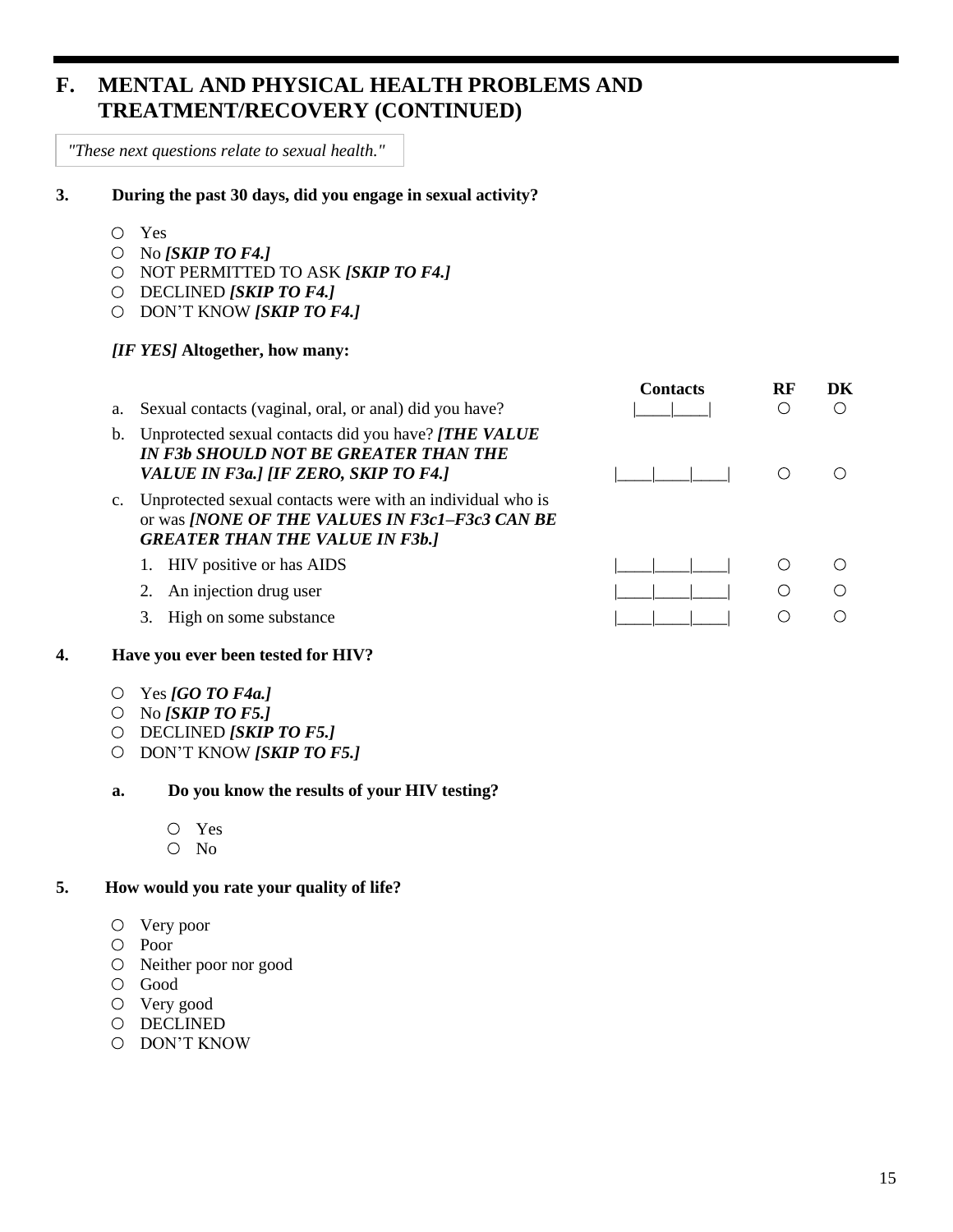# F. MENTAL AND PHYSICAL HEALTH PROBLEMS AND TREATMENT/RECOVERY (CONTINUED)

*"These next questions relate to sexual health."*

**3. During the past 30 days, did you engage in sexual activity?**

- ○ Yes
- ○ No ***[SKIP TO F4.]***
- ○ NOT PERMITTED TO ASK ***[SKIP TO F4.]***
- ○ DECLINED ***[SKIP TO F4.]***
- ○ DON'T KNOW ***[SKIP TO F4.]***

***[IF YES]*** **Altogether, how many:**

| | Contacts | RF | DK |
|---|---|---|---|
| a. Sexual contacts (vaginal, oral, or anal) did you have? | \|____\|____\| | ○ | ○ |
| b. Unprotected sexual contacts did you have? ***[THE VALUE IN F3b SHOULD NOT BE GREATER THAN THE VALUE IN F3a.] [IF ZERO, SKIP TO F4.]*** | \|____\|____\|____\| | ○ | ○ |
| c. Unprotected sexual contacts were with an individual who is or was ***[NONE OF THE VALUES IN F3c1–F3c3 CAN BE GREATER THAN THE VALUE IN F3b.]*** | | | |
| 1. HIV positive or has AIDS | \|____\|____\|____\| | ○ | ○ |
| 2. An injection drug user | \|____\|____\|____\| | ○ | ○ |
| 3. High on some substance | \|____\|____\|____\| | ○ | ○ |

**4. Have you ever been tested for HIV?**

- ○ Yes ***[GO TO F4a.]***
- ○ No ***[SKIP TO F5.]***
- ○ DECLINED ***[SKIP TO F5.]***
- ○ DON'T KNOW ***[SKIP TO F5.]***

**a. Do you know the results of your HIV testing?**

- ○ Yes
- ○ No

**5. How would you rate your quality of life?**

- ○ Very poor
- ○ Poor
- ○ Neither poor nor good
- ○ Good
- ○ Very good
- ○ DECLINED
- ○ DON'T KNOW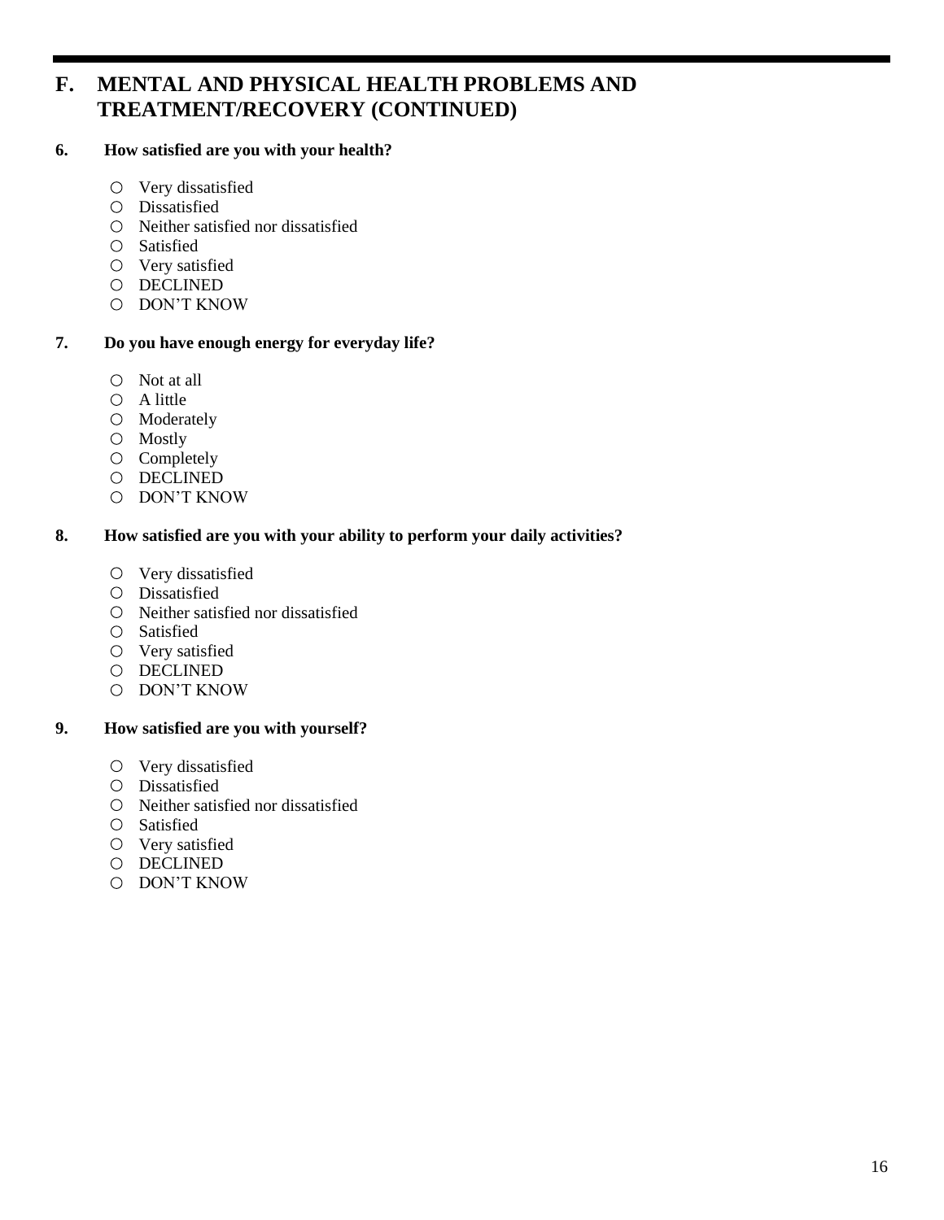## F. MENTAL AND PHYSICAL HEALTH PROBLEMS AND TREATMENT/RECOVERY (CONTINUED)

**6. How satisfied are you with your health?**

- ○ Very dissatisfied
- ○ Dissatisfied
- ○ Neither satisfied nor dissatisfied
- ○ Satisfied
- ○ Very satisfied
- ○ DECLINED
- ○ DON'T KNOW

**7. Do you have enough energy for everyday life?**

- ○ Not at all
- ○ A little
- ○ Moderately
- ○ Mostly
- ○ Completely
- ○ DECLINED
- ○ DON'T KNOW

**8. How satisfied are you with your ability to perform your daily activities?**

- ○ Very dissatisfied
- ○ Dissatisfied
- ○ Neither satisfied nor dissatisfied
- ○ Satisfied
- ○ Very satisfied
- ○ DECLINED
- ○ DON'T KNOW

**9. How satisfied are you with yourself?**

- ○ Very dissatisfied
- ○ Dissatisfied
- ○ Neither satisfied nor dissatisfied
- ○ Satisfied
- ○ Very satisfied
- ○ DECLINED
- ○ DON'T KNOW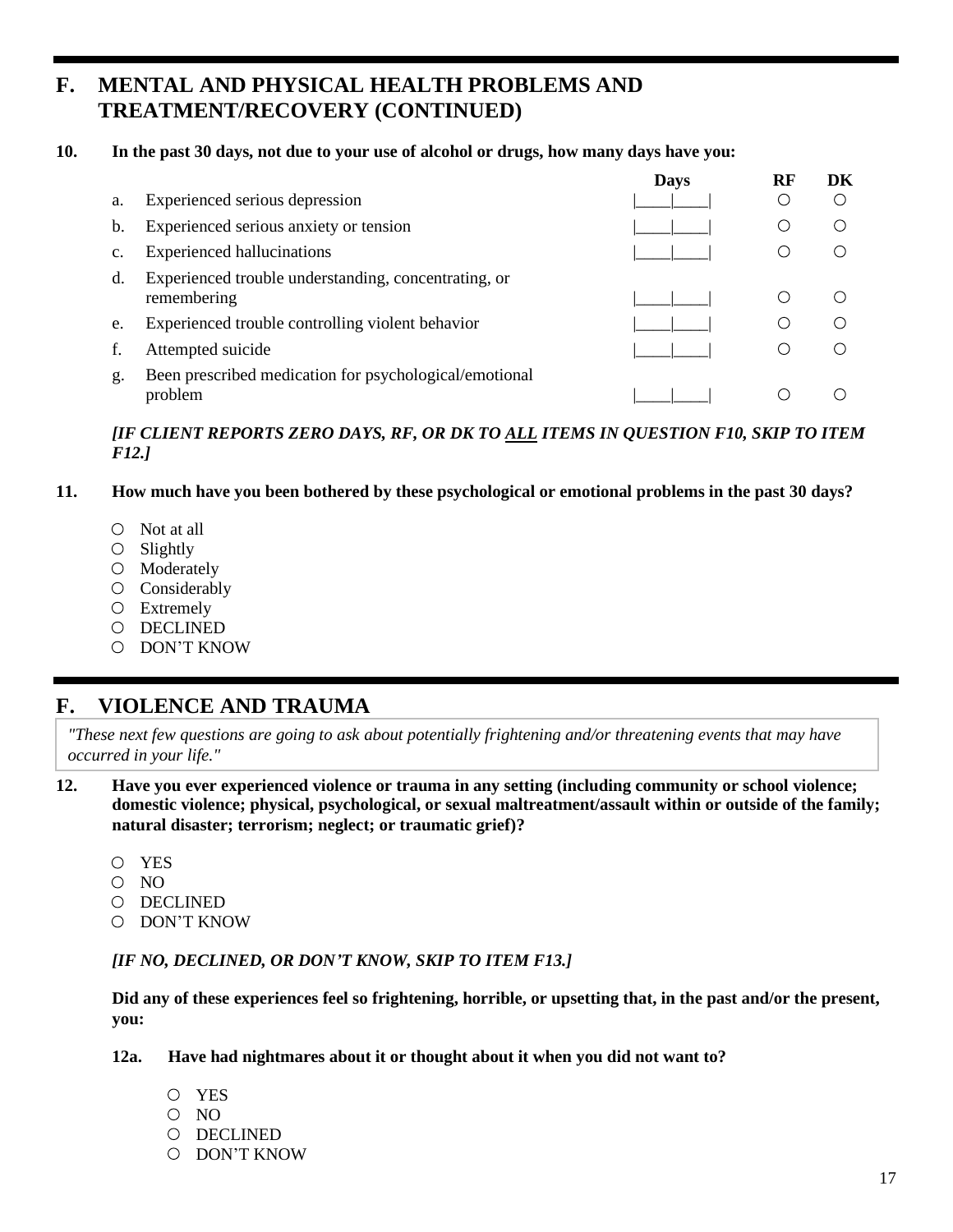## F. MENTAL AND PHYSICAL HEALTH PROBLEMS AND TREATMENT/RECOVERY (CONTINUED)

**10. In the past 30 days, not due to your use of alcohol or drugs, how many days have you:**

| | | Days | RF | DK |
|---|---|---|---|---|
| a. | Experienced serious depression | \|____\|____\| | ○ | ○ |
| b. | Experienced serious anxiety or tension | \|____\|____\| | ○ | ○ |
| c. | Experienced hallucinations | \|____\|____\| | ○ | ○ |
| d. | Experienced trouble understanding, concentrating, or remembering | \|____\|____\| | ○ | ○ |
| e. | Experienced trouble controlling violent behavior | \|____\|____\| | ○ | ○ |
| f. | Attempted suicide | \|____\|____\| | ○ | ○ |
| g. | Been prescribed medication for psychological/emotional problem | \|____\|____\| | ○ | ○ |

***[IF CLIENT REPORTS ZERO DAYS, RF, OR DK TO ALL ITEMS IN QUESTION F10, SKIP TO ITEM F12.]***

**11. How much have you been bothered by these psychological or emotional problems in the past 30 days?**

- ○ Not at all
- ○ Slightly
- ○ Moderately
- ○ Considerably
- ○ Extremely
- ○ DECLINED
- ○ DON'T KNOW

## F. VIOLENCE AND TRAUMA

*"These next few questions are going to ask about potentially frightening and/or threatening events that may have occurred in your life."*

**12. Have you ever experienced violence or trauma in any setting (including community or school violence; domestic violence; physical, psychological, or sexual maltreatment/assault within or outside of the family; natural disaster; terrorism; neglect; or traumatic grief)?**

- ○ YES
- ○ NO
- ○ DECLINED
- ○ DON'T KNOW

***[IF NO, DECLINED, OR DON'T KNOW, SKIP TO ITEM F13.]***

**Did any of these experiences feel so frightening, horrible, or upsetting that, in the past and/or the present, you:**

**12a. Have had nightmares about it or thought about it when you did not want to?**

- ○ YES
- ○ NO
- ○ DECLINED
- ○ DON'T KNOW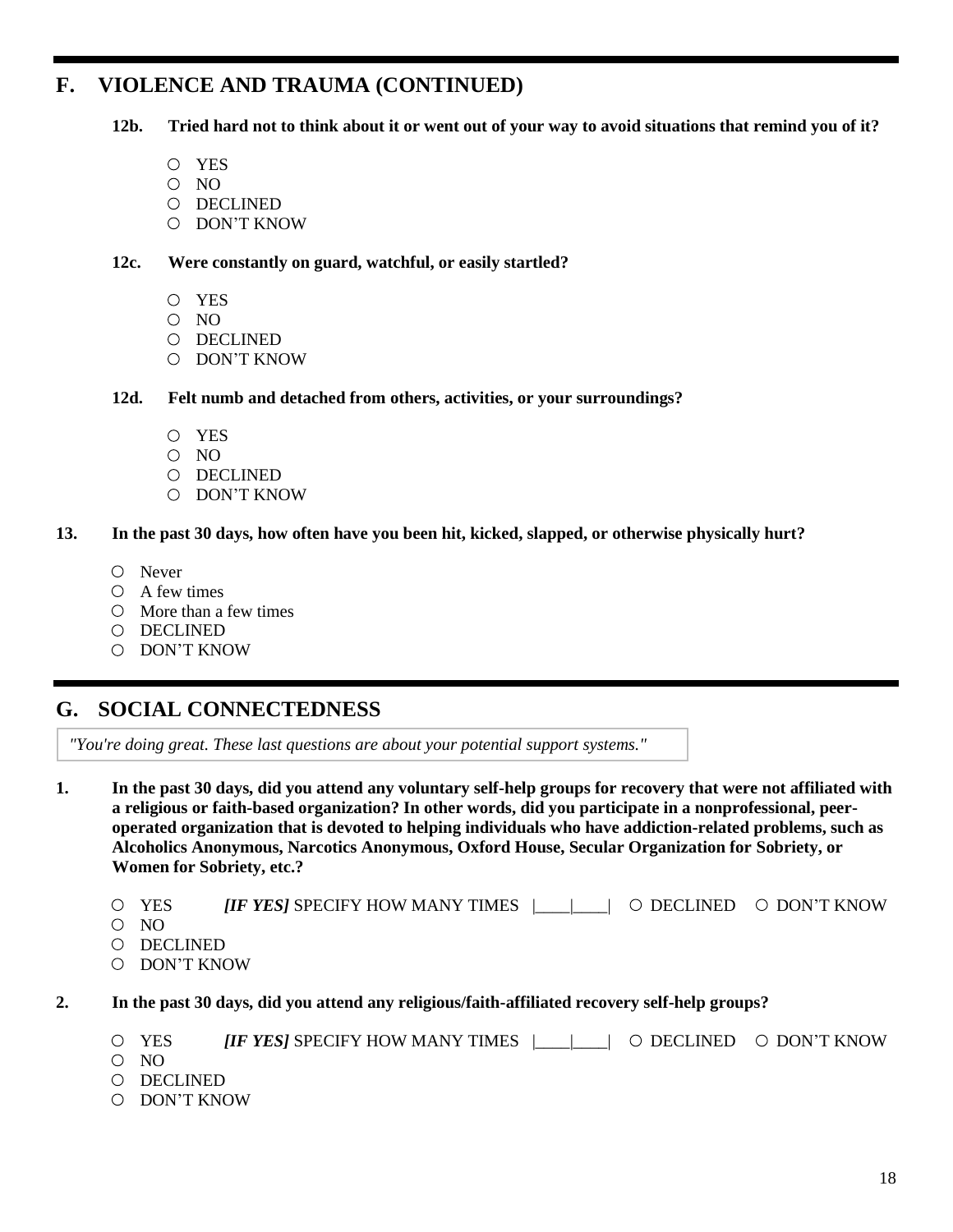## F. VIOLENCE AND TRAUMA (CONTINUED)

**12b. Tried hard not to think about it or went out of your way to avoid situations that remind you of it?**

- ○ YES
- ○ NO
- ○ DECLINED
- ○ DON'T KNOW

**12c. Were constantly on guard, watchful, or easily startled?**

- ○ YES
- ○ NO
- ○ DECLINED
- ○ DON'T KNOW

**12d. Felt numb and detached from others, activities, or your surroundings?**

- ○ YES
- ○ NO
- ○ DECLINED
- ○ DON'T KNOW

**13. In the past 30 days, how often have you been hit, kicked, slapped, or otherwise physically hurt?**

- ○ Never
- ○ A few times
- ○ More than a few times
- ○ DECLINED
- ○ DON'T KNOW

## G. SOCIAL CONNECTEDNESS

*"You're doing great. These last questions are about your potential support systems."*

**1. In the past 30 days, did you attend any voluntary self-help groups for recovery that were not affiliated with a religious or faith-based organization? In other words, did you participate in a nonprofessional, peer-operated organization that is devoted to helping individuals who have addiction-related problems, such as Alcoholics Anonymous, Narcotics Anonymous, Oxford House, Secular Organization for Sobriety, or Women for Sobriety, etc.?**

- ○ YES ***[IF YES]*** SPECIFY HOW MANY TIMES |____|____| ○ DECLINED ○ DON'T KNOW
- ○ NO
- ○ DECLINED
- ○ DON'T KNOW

**2. In the past 30 days, did you attend any religious/faith-affiliated recovery self-help groups?**

- ○ YES ***[IF YES]*** SPECIFY HOW MANY TIMES |____|____| ○ DECLINED ○ DON'T KNOW
- ○ NO
- ○ DECLINED
- ○ DON'T KNOW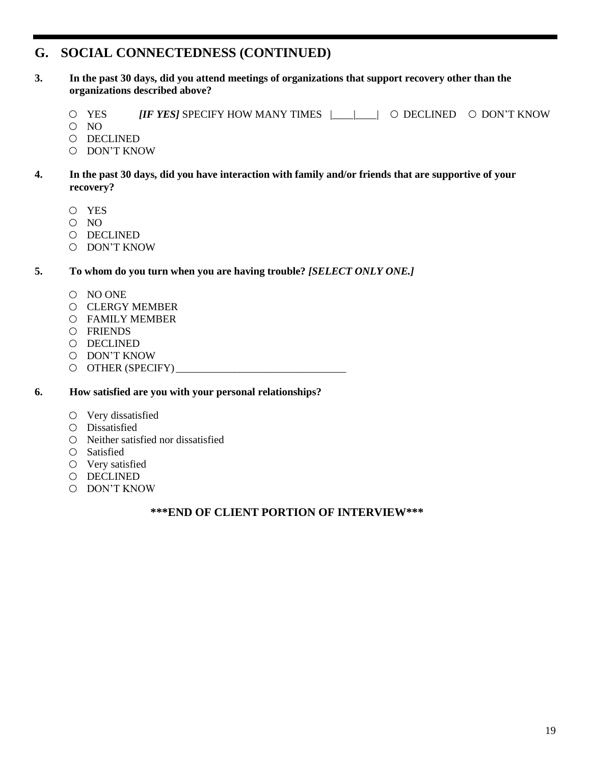## G. SOCIAL CONNECTEDNESS (CONTINUED)

**3. In the past 30 days, did you attend meetings of organizations that support recovery other than the organizations described above?**

- ○ YES  ***[IF YES]*** SPECIFY HOW MANY TIMES |____|____|  ○ DECLINED  ○ DON'T KNOW
- ○ NO
- ○ DECLINED
- ○ DON'T KNOW

**4. In the past 30 days, did you have interaction with family and/or friends that are supportive of your recovery?**

- ○ YES
- ○ NO
- ○ DECLINED
- ○ DON'T KNOW

**5. To whom do you turn when you are having trouble? *[SELECT ONLY ONE.]***

- ○ NO ONE
- ○ CLERGY MEMBER
- ○ FAMILY MEMBER
- ○ FRIENDS
- ○ DECLINED
- ○ DON'T KNOW
- ○ OTHER (SPECIFY)________________________________

**6. How satisfied are you with your personal relationships?**

- ○ Very dissatisfied
- ○ Dissatisfied
- ○ Neither satisfied nor dissatisfied
- ○ Satisfied
- ○ Very satisfied
- ○ DECLINED
- ○ DON'T KNOW

**\*\*\*END OF CLIENT PORTION OF INTERVIEW\*\*\***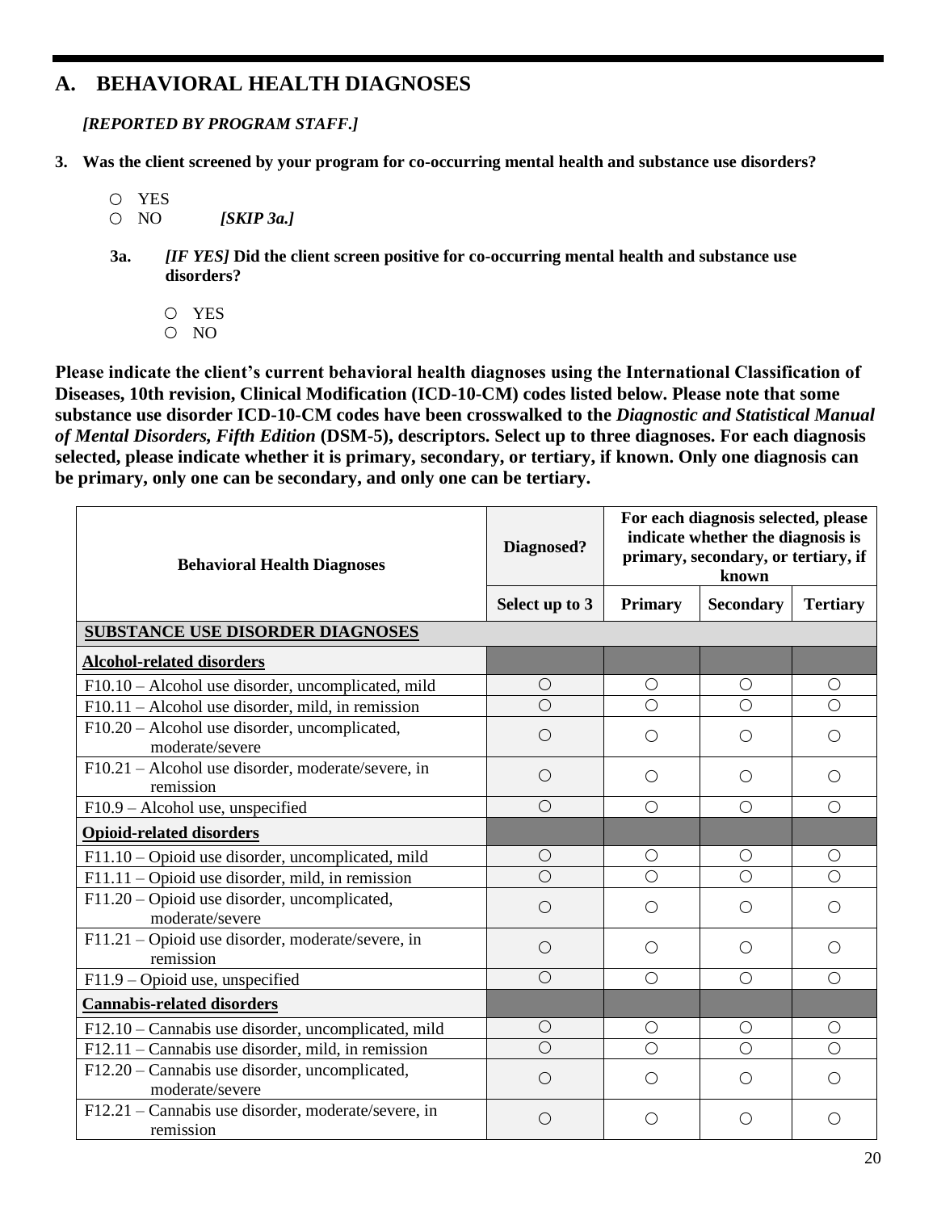## A. BEHAVIORAL HEALTH DIAGNOSES

*[REPORTED BY PROGRAM STAFF.]*

**3. Was the client screened by your program for co-occurring mental health and substance use disorders?**

○ YES
○ NO *[SKIP 3a.]*

**3a.** ***[IF YES]*** **Did the client screen positive for co-occurring mental health and substance use disorders?**

○ YES
○ NO

**Please indicate the client's current behavioral health diagnoses using the International Classification of Diseases, 10th revision, Clinical Modification (ICD-10-CM) codes listed below. Please note that some substance use disorder ICD-10-CM codes have been crosswalked to the *Diagnostic and Statistical Manual of Mental Disorders, Fifth Edition* (DSM-5), descriptors. Select up to three diagnoses. For each diagnosis selected, please indicate whether it is primary, secondary, or tertiary, if known. Only one diagnosis can be primary, only one can be secondary, and only one can be tertiary.**

| Behavioral Health Diagnoses | Diagnosed? | For each diagnosis selected, please indicate whether the diagnosis is primary, secondary, or tertiary, if known | | |
|---|---|---|---|---|
| | Select up to 3 | Primary | Secondary | Tertiary |
| **SUBSTANCE USE DISORDER DIAGNOSES** | | | | |
| **Alcohol-related disorders** | | | | |
| F10.10 – Alcohol use disorder, uncomplicated, mild | ○ | ○ | ○ | ○ |
| F10.11 – Alcohol use disorder, mild, in remission | ○ | ○ | ○ | ○ |
| F10.20 – Alcohol use disorder, uncomplicated, moderate/severe | ○ | ○ | ○ | ○ |
| F10.21 – Alcohol use disorder, moderate/severe, in remission | ○ | ○ | ○ | ○ |
| F10.9 – Alcohol use, unspecified | ○ | ○ | ○ | ○ |
| **Opioid-related disorders** | | | | |
| F11.10 – Opioid use disorder, uncomplicated, mild | ○ | ○ | ○ | ○ |
| F11.11 – Opioid use disorder, mild, in remission | ○ | ○ | ○ | ○ |
| F11.20 – Opioid use disorder, uncomplicated, moderate/severe | ○ | ○ | ○ | ○ |
| F11.21 – Opioid use disorder, moderate/severe, in remission | ○ | ○ | ○ | ○ |
| F11.9 – Opioid use, unspecified | ○ | ○ | ○ | ○ |
| **Cannabis-related disorders** | | | | |
| F12.10 – Cannabis use disorder, uncomplicated, mild | ○ | ○ | ○ | ○ |
| F12.11 – Cannabis use disorder, mild, in remission | ○ | ○ | ○ | ○ |
| F12.20 – Cannabis use disorder, uncomplicated, moderate/severe | ○ | ○ | ○ | ○ |
| F12.21 – Cannabis use disorder, moderate/severe, in remission | ○ | ○ | ○ | ○ |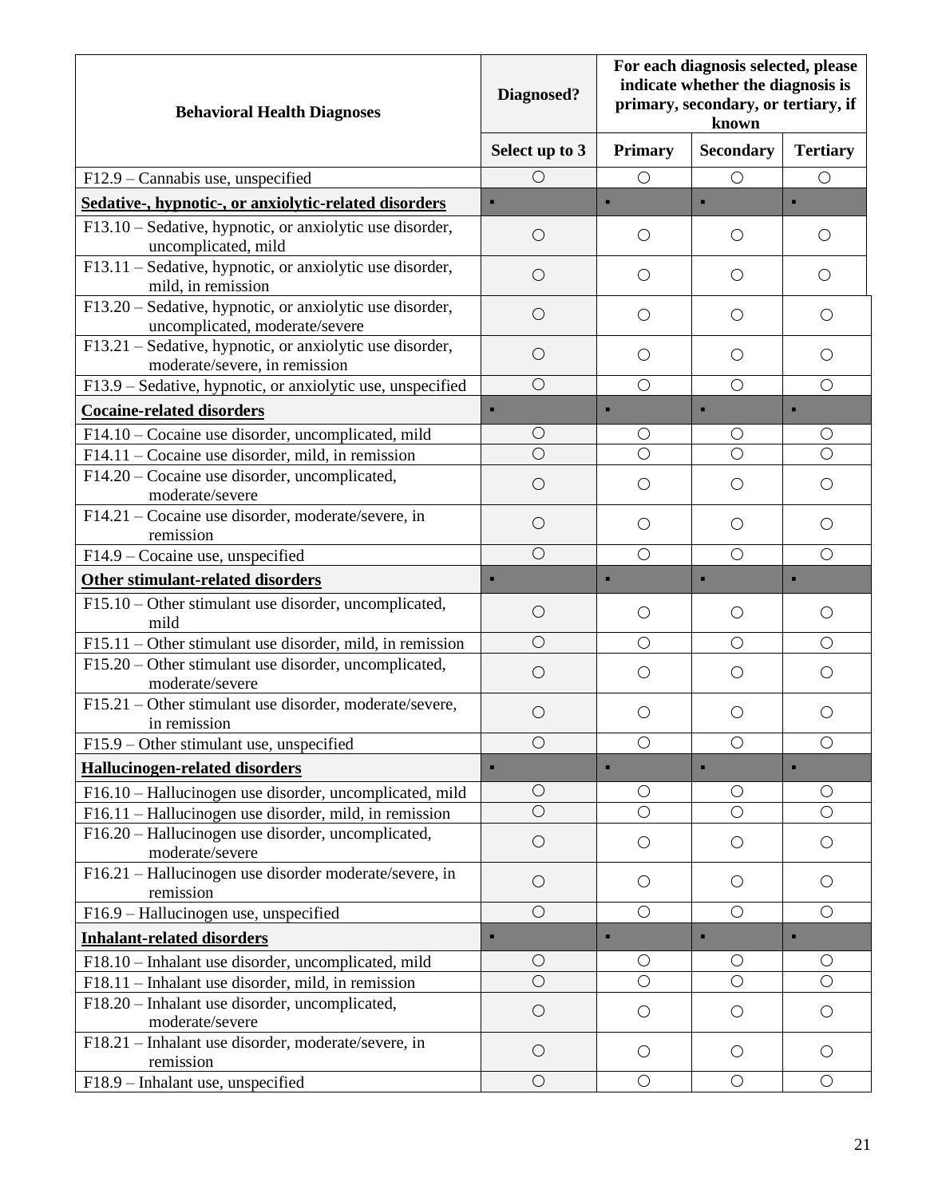| Behavioral Health Diagnoses | Diagnosed? | For each diagnosis selected, please indicate whether the diagnosis is primary, secondary, or tertiary, if known | | |
|---|---|---|---|---|
| | Select up to 3 | Primary | Secondary | Tertiary |
| F12.9 – Cannabis use, unspecified | ○ | ○ | ○ | ○ |
| **Sedative-, hypnotic-, or anxiolytic-related disorders** | ▪ | ▪ | ▪ | ▪ |
| F13.10 – Sedative, hypnotic, or anxiolytic use disorder, uncomplicated, mild | ○ | ○ | ○ | ○ |
| F13.11 – Sedative, hypnotic, or anxiolytic use disorder, mild, in remission | ○ | ○ | ○ | ○ |
| F13.20 – Sedative, hypnotic, or anxiolytic use disorder, uncomplicated, moderate/severe | ○ | ○ | ○ | ○ |
| F13.21 – Sedative, hypnotic, or anxiolytic use disorder, moderate/severe, in remission | ○ | ○ | ○ | ○ |
| F13.9 – Sedative, hypnotic, or anxiolytic use, unspecified | ○ | ○ | ○ | ○ |
| **Cocaine-related disorders** | ▪ | ▪ | ▪ | ▪ |
| F14.10 – Cocaine use disorder, uncomplicated, mild | ○ | ○ | ○ | ○ |
| F14.11 – Cocaine use disorder, mild, in remission | ○ | ○ | ○ | ○ |
| F14.20 – Cocaine use disorder, uncomplicated, moderate/severe | ○ | ○ | ○ | ○ |
| F14.21 – Cocaine use disorder, moderate/severe, in remission | ○ | ○ | ○ | ○ |
| F14.9 – Cocaine use, unspecified | ○ | ○ | ○ | ○ |
| **Other stimulant-related disorders** | ▪ | ▪ | ▪ | ▪ |
| F15.10 – Other stimulant use disorder, uncomplicated, mild | ○ | ○ | ○ | ○ |
| F15.11 – Other stimulant use disorder, mild, in remission | ○ | ○ | ○ | ○ |
| F15.20 – Other stimulant use disorder, uncomplicated, moderate/severe | ○ | ○ | ○ | ○ |
| F15.21 – Other stimulant use disorder, moderate/severe, in remission | ○ | ○ | ○ | ○ |
| F15.9 – Other stimulant use, unspecified | ○ | ○ | ○ | ○ |
| **Hallucinogen-related disorders** | ▪ | ▪ | ▪ | ▪ |
| F16.10 – Hallucinogen use disorder, uncomplicated, mild | ○ | ○ | ○ | ○ |
| F16.11 – Hallucinogen use disorder, mild, in remission | ○ | ○ | ○ | ○ |
| F16.20 – Hallucinogen use disorder, uncomplicated, moderate/severe | ○ | ○ | ○ | ○ |
| F16.21 – Hallucinogen use disorder moderate/severe, in remission | ○ | ○ | ○ | ○ |
| F16.9 – Hallucinogen use, unspecified | ○ | ○ | ○ | ○ |
| **Inhalant-related disorders** | ▪ | ▪ | ▪ | ▪ |
| F18.10 – Inhalant use disorder, uncomplicated, mild | ○ | ○ | ○ | ○ |
| F18.11 – Inhalant use disorder, mild, in remission | ○ | ○ | ○ | ○ |
| F18.20 – Inhalant use disorder, uncomplicated, moderate/severe | ○ | ○ | ○ | ○ |
| F18.21 – Inhalant use disorder, moderate/severe, in remission | ○ | ○ | ○ | ○ |
| F18.9 – Inhalant use, unspecified | ○ | ○ | ○ | ○ |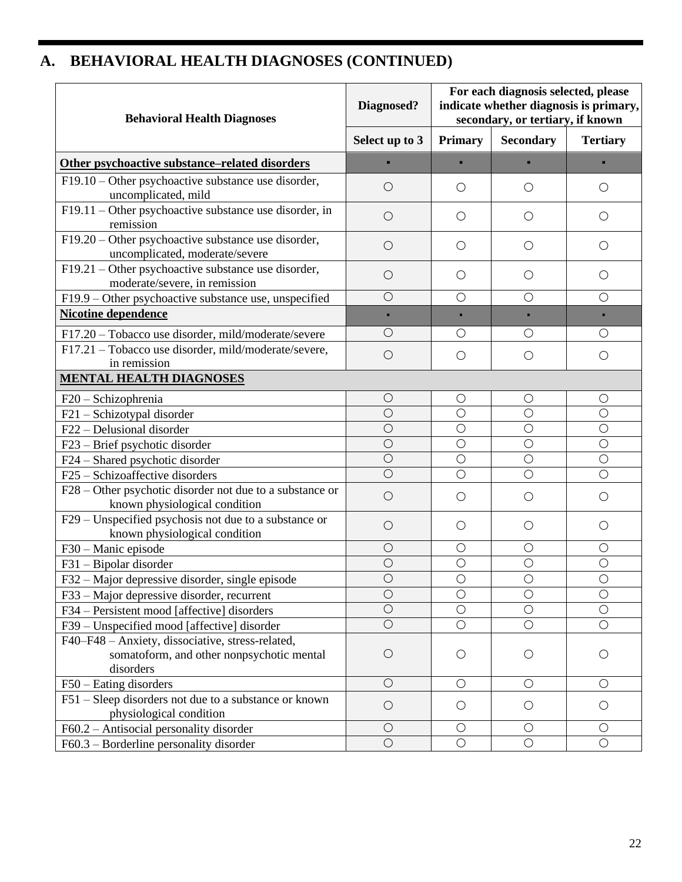## A. BEHAVIORAL HEALTH DIAGNOSES (CONTINUED)

| Behavioral Health Diagnoses | Diagnosed? | For each diagnosis selected, please indicate whether diagnosis is primary, secondary, or tertiary, if known | | |
|---|---|---|---|---|
| | Select up to 3 | Primary | Secondary | Tertiary |
| **Other psychoactive substance–related disorders** | ▪ | ▪ | ▪ | ▪ |
| F19.10 – Other psychoactive substance use disorder, uncomplicated, mild | ○ | ○ | ○ | ○ |
| F19.11 – Other psychoactive substance use disorder, in remission | ○ | ○ | ○ | ○ |
| F19.20 – Other psychoactive substance use disorder, uncomplicated, moderate/severe | ○ | ○ | ○ | ○ |
| F19.21 – Other psychoactive substance use disorder, moderate/severe, in remission | ○ | ○ | ○ | ○ |
| F19.9 – Other psychoactive substance use, unspecified | ○ | ○ | ○ | ○ |
| **Nicotine dependence** | ▪ | ▪ | ▪ | ▪ |
| F17.20 – Tobacco use disorder, mild/moderate/severe | ○ | ○ | ○ | ○ |
| F17.21 – Tobacco use disorder, mild/moderate/severe, in remission | ○ | ○ | ○ | ○ |
| **MENTAL HEALTH DIAGNOSES** | | | | |
| F20 – Schizophrenia | ○ | ○ | ○ | ○ |
| F21 – Schizotypal disorder | ○ | ○ | ○ | ○ |
| F22 – Delusional disorder | ○ | ○ | ○ | ○ |
| F23 – Brief psychotic disorder | ○ | ○ | ○ | ○ |
| F24 – Shared psychotic disorder | ○ | ○ | ○ | ○ |
| F25 – Schizoaffective disorders | ○ | ○ | ○ | ○ |
| F28 – Other psychotic disorder not due to a substance or known physiological condition | ○ | ○ | ○ | ○ |
| F29 – Unspecified psychosis not due to a substance or known physiological condition | ○ | ○ | ○ | ○ |
| F30 – Manic episode | ○ | ○ | ○ | ○ |
| F31 – Bipolar disorder | ○ | ○ | ○ | ○ |
| F32 – Major depressive disorder, single episode | ○ | ○ | ○ | ○ |
| F33 – Major depressive disorder, recurrent | ○ | ○ | ○ | ○ |
| F34 – Persistent mood [affective] disorders | ○ | ○ | ○ | ○ |
| F39 – Unspecified mood [affective] disorder | ○ | ○ | ○ | ○ |
| F40–F48 – Anxiety, dissociative, stress-related, somatoform, and other nonpsychotic mental disorders | ○ | ○ | ○ | ○ |
| F50 – Eating disorders | ○ | ○ | ○ | ○ |
| F51 – Sleep disorders not due to a substance or known physiological condition | ○ | ○ | ○ | ○ |
| F60.2 – Antisocial personality disorder | ○ | ○ | ○ | ○ |
| F60.3 – Borderline personality disorder | ○ | ○ | ○ | ○ |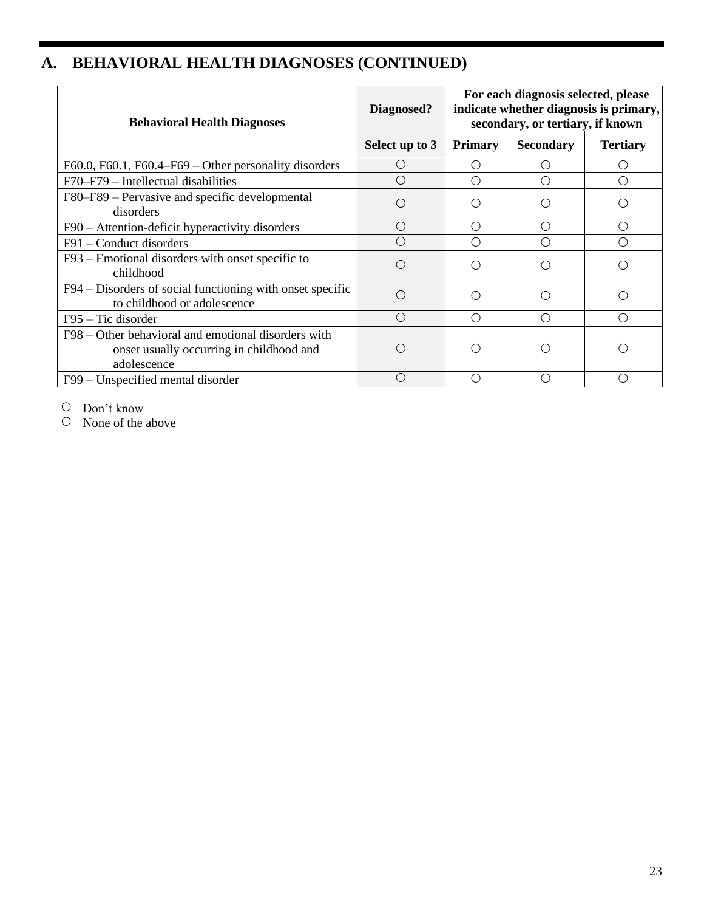## A. BEHAVIORAL HEALTH DIAGNOSES (CONTINUED)

| Behavioral Health Diagnoses | Diagnosed? | For each diagnosis selected, please indicate whether diagnosis is primary, secondary, or tertiary, if known | | |
|---|---|---|---|---|
| | Select up to 3 | Primary | Secondary | Tertiary |
| F60.0, F60.1, F60.4–F69 – Other personality disorders | ○ | ○ | ○ | ○ |
| F70–F79 – Intellectual disabilities | ○ | ○ | ○ | ○ |
| F80–F89 – Pervasive and specific developmental disorders | ○ | ○ | ○ | ○ |
| F90 – Attention-deficit hyperactivity disorders | ○ | ○ | ○ | ○ |
| F91 – Conduct disorders | ○ | ○ | ○ | ○ |
| F93 – Emotional disorders with onset specific to childhood | ○ | ○ | ○ | ○ |
| F94 – Disorders of social functioning with onset specific to childhood or adolescence | ○ | ○ | ○ | ○ |
| F95 – Tic disorder | ○ | ○ | ○ | ○ |
| F98 – Other behavioral and emotional disorders with onset usually occurring in childhood and adolescence | ○ | ○ | ○ | ○ |
| F99 – Unspecified mental disorder | ○ | ○ | ○ | ○ |

○ Don't know
○ None of the above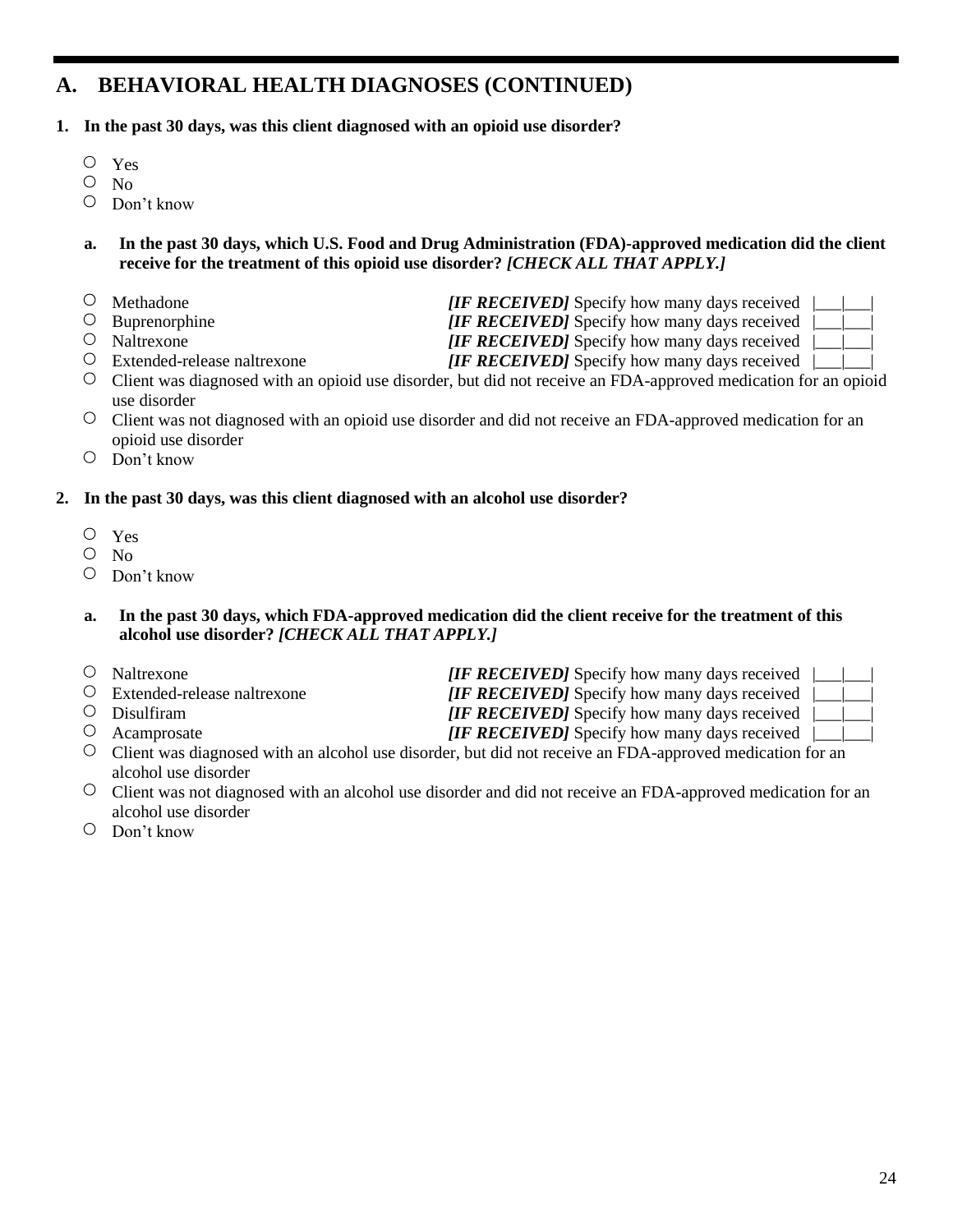## A. BEHAVIORAL HEALTH DIAGNOSES (CONTINUED)

**1. In the past 30 days, was this client diagnosed with an opioid use disorder?**

- ○ Yes
- ○ No
- ○ Don't know

**a. In the past 30 days, which U.S. Food and Drug Administration (FDA)-approved medication did the client receive for the treatment of this opioid use disorder?** ***[CHECK ALL THAT APPLY.]***

- ○ Methadone — ***[IF RECEIVED]*** Specify how many days received |___|___|
- ○ Buprenorphine — ***[IF RECEIVED]*** Specify how many days received |___|___|
- ○ Naltrexone — ***[IF RECEIVED]*** Specify how many days received |___|___|
- ○ Extended-release naltrexone — ***[IF RECEIVED]*** Specify how many days received |___|___|
- ○ Client was diagnosed with an opioid use disorder, but did not receive an FDA-approved medication for an opioid use disorder
- ○ Client was not diagnosed with an opioid use disorder and did not receive an FDA-approved medication for an opioid use disorder
- ○ Don't know

**2. In the past 30 days, was this client diagnosed with an alcohol use disorder?**

- ○ Yes
- ○ No
- ○ Don't know

**a. In the past 30 days, which FDA-approved medication did the client receive for the treatment of this alcohol use disorder?** ***[CHECK ALL THAT APPLY.]***

- ○ Naltrexone — ***[IF RECEIVED]*** Specify how many days received |___|___|
- ○ Extended-release naltrexone — ***[IF RECEIVED]*** Specify how many days received |___|___|
- ○ Disulfiram — ***[IF RECEIVED]*** Specify how many days received |___|___|
- ○ Acamprosate — ***[IF RECEIVED]*** Specify how many days received |___|___|
- ○ Client was diagnosed with an alcohol use disorder, but did not receive an FDA-approved medication for an alcohol use disorder
- ○ Client was not diagnosed with an alcohol use disorder and did not receive an FDA-approved medication for an alcohol use disorder
- ○ Don't know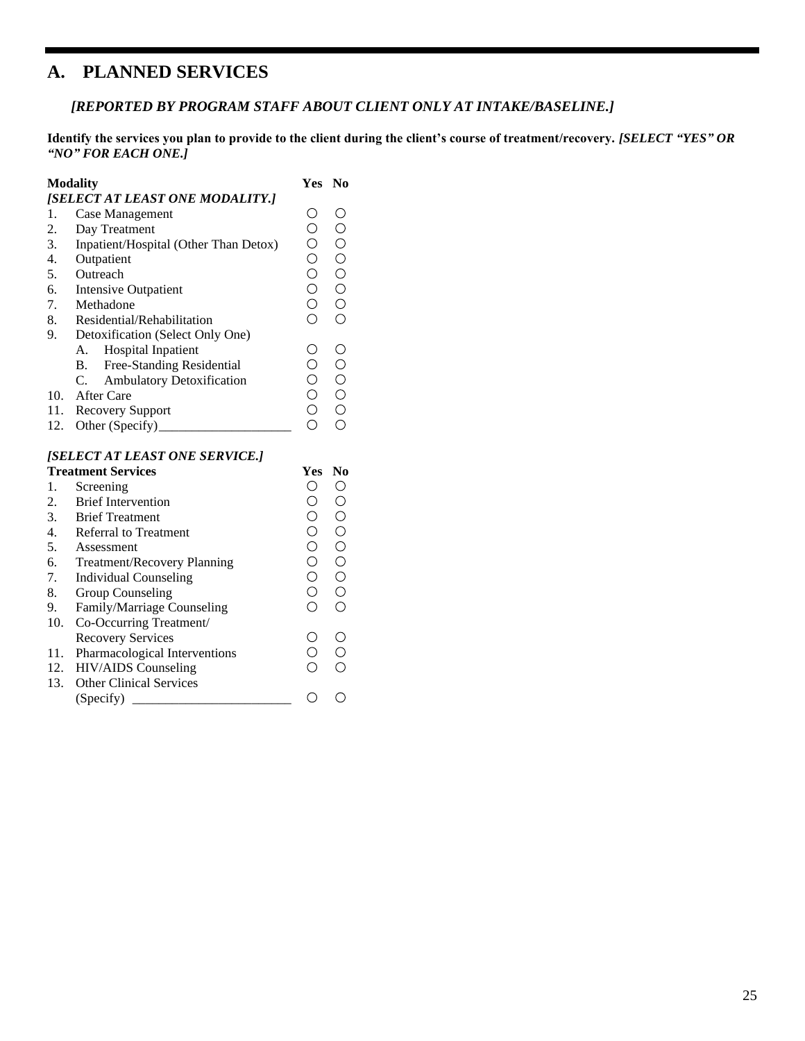## A. PLANNED SERVICES

***[REPORTED BY PROGRAM STAFF ABOUT CLIENT ONLY AT INTAKE/BASELINE.]***

**Identify the services you plan to provide to the client during the client's course of treatment/recovery.** ***[SELECT "YES" OR "NO" FOR EACH ONE.]***

| **Modality** <br> ***[SELECT AT LEAST ONE MODALITY.]*** | **Yes** | **No** |
|---|---|---|
| 1. Case Management | ○ | ○ |
| 2. Day Treatment | ○ | ○ |
| 3. Inpatient/Hospital (Other Than Detox) | ○ | ○ |
| 4. Outpatient | ○ | ○ |
| 5. Outreach | ○ | ○ |
| 6. Intensive Outpatient | ○ | ○ |
| 7. Methadone | ○ | ○ |
| 8. Residential/Rehabilitation | ○ | ○ |
| 9. Detoxification (Select Only One) | | |
| A. Hospital Inpatient | ○ | ○ |
| B. Free-Standing Residential | ○ | ○ |
| C. Ambulatory Detoxification | ○ | ○ |
| 10. After Care | ○ | ○ |
| 11. Recovery Support | ○ | ○ |
| 12. Other (Specify)____________________ | ○ | ○ |

***[SELECT AT LEAST ONE SERVICE.]***

| **Treatment Services** | **Yes** | **No** |
|---|---|---|
| 1. Screening | ○ | ○ |
| 2. Brief Intervention | ○ | ○ |
| 3. Brief Treatment | ○ | ○ |
| 4. Referral to Treatment | ○ | ○ |
| 5. Assessment | ○ | ○ |
| 6. Treatment/Recovery Planning | ○ | ○ |
| 7. Individual Counseling | ○ | ○ |
| 8. Group Counseling | ○ | ○ |
| 9. Family/Marriage Counseling | ○ | ○ |
| 10. Co-Occurring Treatment/ Recovery Services | ○ | ○ |
| 11. Pharmacological Interventions | ○ | ○ |
| 12. HIV/AIDS Counseling | ○ | ○ |
| 13. Other Clinical Services (Specify) ________________________ | ○ | ○ |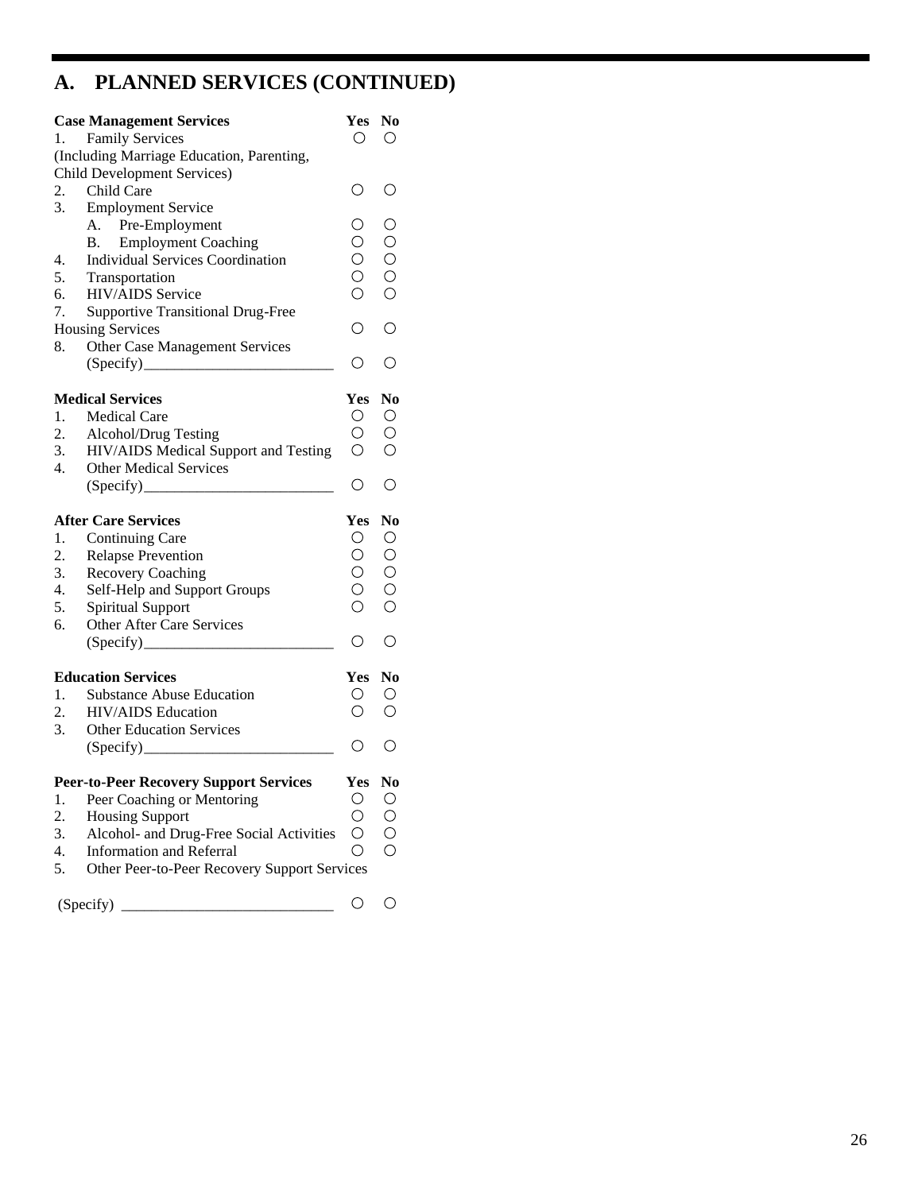## A. PLANNED SERVICES (CONTINUED)

| Case Management Services | Yes | No |
|---|---|---|
| 1. Family Services (Including Marriage Education, Parenting, Child Development Services) | ○ | ○ |
| 2. Child Care | ○ | ○ |
| 3. Employment Service | | |
| A. Pre-Employment | ○ | ○ |
| B. Employment Coaching | ○ | ○ |
| 4. Individual Services Coordination | ○ | ○ |
| 5. Transportation | ○ | ○ |
| 6. HIV/AIDS Service | ○ | ○ |
| 7. Supportive Transitional Drug-Free Housing Services | ○ | ○ |
| 8. Other Case Management Services (Specify)_________________________ | ○ | ○ |

| Medical Services | Yes | No |
|---|---|---|
| 1. Medical Care | ○ | ○ |
| 2. Alcohol/Drug Testing | ○ | ○ |
| 3. HIV/AIDS Medical Support and Testing | ○ | ○ |
| 4. Other Medical Services (Specify)_________________________ | ○ | ○ |

| After Care Services | Yes | No |
|---|---|---|
| 1. Continuing Care | ○ | ○ |
| 2. Relapse Prevention | ○ | ○ |
| 3. Recovery Coaching | ○ | ○ |
| 4. Self-Help and Support Groups | ○ | ○ |
| 5. Spiritual Support | ○ | ○ |
| 6. Other After Care Services (Specify)_________________________ | ○ | ○ |

| Education Services | Yes | No |
|---|---|---|
| 1. Substance Abuse Education | ○ | ○ |
| 2. HIV/AIDS Education | ○ | ○ |
| 3. Other Education Services (Specify)_________________________ | ○ | ○ |

| Peer-to-Peer Recovery Support Services | Yes | No |
|---|---|---|
| 1. Peer Coaching or Mentoring | ○ | ○ |
| 2. Housing Support | ○ | ○ |
| 3. Alcohol- and Drug-Free Social Activities | ○ | ○ |
| 4. Information and Referral | ○ | ○ |
| 5. Other Peer-to-Peer Recovery Support Services (Specify) ____________________________ | ○ | ○ |